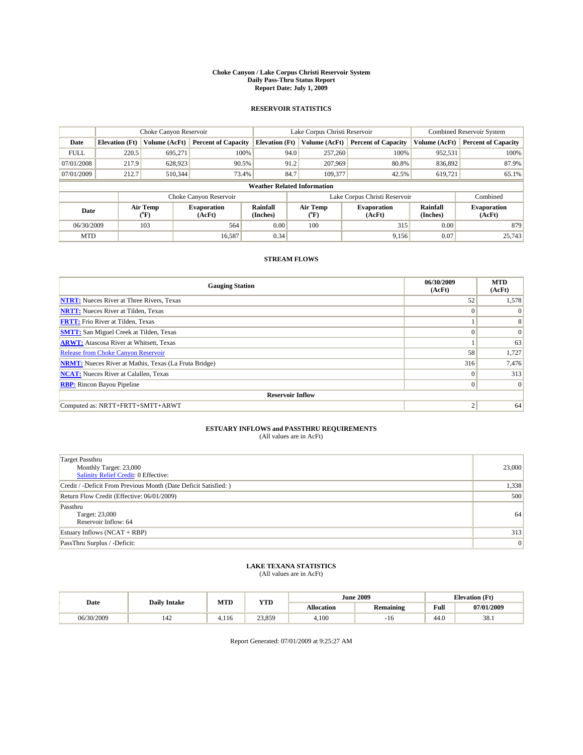# Choke Canyon / Lake Corpus Christi Reservoir System
## Daily Pass-Thru Status Report
### Report Date: July 1, 2009

## RESERVOIR STATISTICS

| | Choke Canyon Reservoir | | | Lake Corpus Christi Reservoir | | | Combined Reservoir System | |
|---|---|---|---|---|---|---|---|---|
| Date | Elevation (Ft) | Volume (AcFt) | Percent of Capacity | Elevation (Ft) | Volume (AcFt) | Percent of Capacity | Volume (AcFt) | Percent of Capacity |
| FULL | 220.5 | 695,271 | 100% | 94.0 | 257,260 | 100% | 952,531 | 100% |
| 07/01/2008 | 217.9 | 628,923 | 90.5% | 91.2 | 207,969 | 80.8% | 836,892 | 87.9% |
| 07/01/2009 | 212.7 | 510,344 | 73.4% | 84.7 | 109,377 | 42.5% | 619,721 | 65.1% |

**Weather Related Information**

| | Choke Canyon Reservoir | | | Lake Corpus Christi Reservoir | | | Combined |
|---|---|---|---|---|---|---|---|
| Date | Air Temp (°F) | Evaporation (AcFt) | Rainfall (Inches) | Air Temp (°F) | Evaporation (AcFt) | Rainfall (Inches) | Evaporation (AcFt) |
| 06/30/2009 | 103 | 564 | 0.00 | 100 | 315 | 0.00 | 879 |
| MTD | | 16,587 | 0.34 | | 9,156 | 0.07 | 25,743 |

## STREAM FLOWS

| Gauging Station | 06/30/2009 (AcFt) | MTD (AcFt) |
|---|---|---|
| NTRT: Nueces River at Three Rivers, Texas | 52 | 1,578 |
| NRTT: Nueces River at Tilden, Texas | 0 | 0 |
| FRTT: Frio River at Tilden, Texas | 1 | 8 |
| SMTT: San Miguel Creek at Tilden, Texas | 0 | 0 |
| ARWT: Atascosa River at Whitsett, Texas | 1 | 63 |
| Release from Choke Canyon Reservoir | 58 | 1,727 |
| NRMT: Nueces River at Mathis, Texas (La Fruta Bridge) | 316 | 7,476 |
| NCAT: Nueces River at Calallen, Texas | 0 | 313 |
| RBP: Rincon Bayou Pipeline | 0 | 0 |
| **Reservoir Inflow** | | |
| Computed as: NRTT+FRTT+SMTT+ARWT | 2 | 64 |

## ESTUARY INFLOWS and PASSTHRU REQUIREMENTS
(All values are in AcFt)

| | |
|---|---|
| Target Passthru<br>Monthly Target: 23,000<br>Salinity Relief Credit: 0 Effective: | 23,000 |
| Credit / -Deficit From Previous Month (Date Deficit Satisfied: ) | 1,338 |
| Return Flow Credit (Effective: 06/01/2009) | 500 |
| Passthru<br>Target: 23,000<br>Reservoir Inflow: 64 | 64 |
| Estuary Inflows (NCAT + RBP) | 313 |
| PassThru Surplus / -Deficit: | 0 |

## LAKE TEXANA STATISTICS
(All values are in AcFt)

| Date | Daily Intake | MTD | YTD | June 2009 | | Elevation (Ft) | |
|---|---|---|---|---|---|---|---|
| | | | | Allocation | Remaining | Full | 07/01/2009 |
| 06/30/2009 | 142 | 4,116 | 23,859 | 4,100 | -16 | 44.0 | 38.1 |

Report Generated: 07/01/2009 at 9:25:27 AM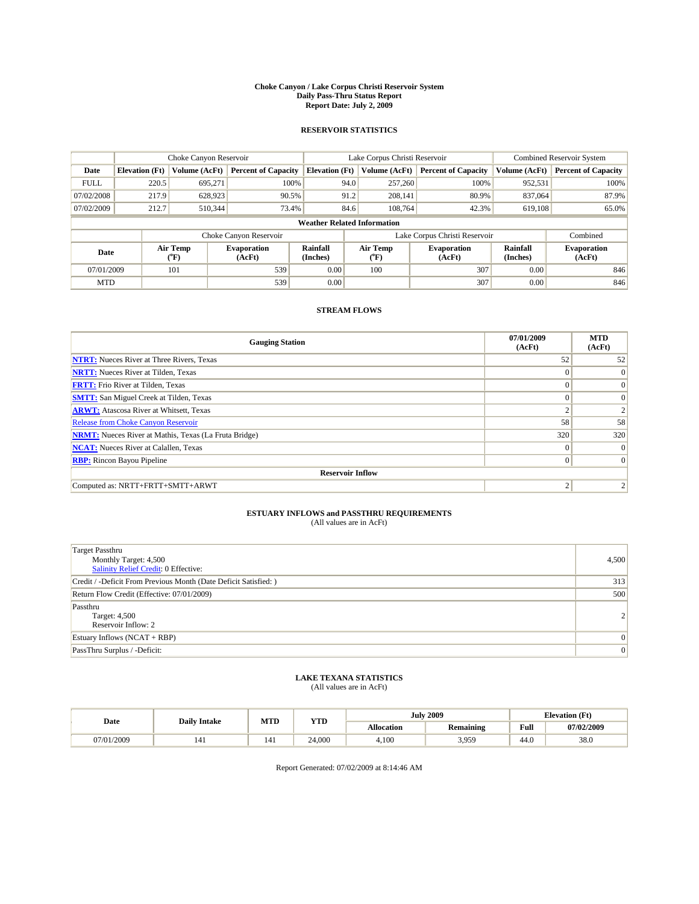# Choke Canyon / Lake Corpus Christi Reservoir System
## Daily Pass-Thru Status Report
## Report Date: July 2, 2009

### RESERVOIR STATISTICS

| | Choke Canyon Reservoir | | | Lake Corpus Christi Reservoir | | | Combined Reservoir System | |
|---|---|---|---|---|---|---|---|---|
| Date | Elevation (Ft) | Volume (AcFt) | Percent of Capacity | Elevation (Ft) | Volume (AcFt) | Percent of Capacity | Volume (AcFt) | Percent of Capacity |
| FULL | 220.5 | 695,271 | 100% | 94.0 | 257,260 | 100% | 952,531 | 100% |
| 07/02/2008 | 217.9 | 628,923 | 90.5% | 91.2 | 208,141 | 80.9% | 837,064 | 87.9% |
| 07/02/2009 | 212.7 | 510,344 | 73.4% | 84.6 | 108,764 | 42.3% | 619,108 | 65.0% |

**Weather Related Information**

| | Choke Canyon Reservoir | | | Lake Corpus Christi Reservoir | | | Combined |
|---|---|---|---|---|---|---|---|
| Date | Air Temp (°F) | Evaporation (AcFt) | Rainfall (Inches) | Air Temp (°F) | Evaporation (AcFt) | Rainfall (Inches) | Evaporation (AcFt) |
| 07/01/2009 | 101 | 539 | 0.00 | 100 | 307 | 0.00 | 846 |
| MTD | | 539 | 0.00 | | 307 | 0.00 | 846 |

### STREAM FLOWS

| Gauging Station | 07/01/2009 (AcFt) | MTD (AcFt) |
|---|---|---|
| NTRT: Nueces River at Three Rivers, Texas | 52 | 52 |
| NRTT: Nueces River at Tilden, Texas | 0 | 0 |
| FRTT: Frio River at Tilden, Texas | 0 | 0 |
| SMTT: San Miguel Creek at Tilden, Texas | 0 | 0 |
| ARWT: Atascosa River at Whitsett, Texas | 2 | 2 |
| Release from Choke Canyon Reservoir | 58 | 58 |
| NRMT: Nueces River at Mathis, Texas (La Fruta Bridge) | 320 | 320 |
| NCAT: Nueces River at Calallen, Texas | 0 | 0 |
| RBP: Rincon Bayou Pipeline | 0 | 0 |
| **Reservoir Inflow** | | |
| Computed as: NRTT+FRTT+SMTT+ARWT | 2 | 2 |

### ESTUARY INFLOWS and PASSTHRU REQUIREMENTS
(All values are in AcFt)

| | |
|---|---|
| Target Passthru<br>Monthly Target: 4,500<br>Salinity Relief Credit: 0 Effective: | 4,500 |
| Credit / -Deficit From Previous Month (Date Deficit Satisfied: ) | 313 |
| Return Flow Credit (Effective: 07/01/2009) | 500 |
| Passthru<br>Target: 4,500<br>Reservoir Inflow: 2 | 2 |
| Estuary Inflows (NCAT + RBP) | 0 |
| PassThru Surplus / -Deficit: | 0 |

### LAKE TEXANA STATISTICS
(All values are in AcFt)

| Date | Daily Intake | MTD | YTD | July 2009 | | Elevation (Ft) | |
|---|---|---|---|---|---|---|---|
| | | | | Allocation | Remaining | Full | 07/02/2009 |
| 07/01/2009 | 141 | 141 | 24,000 | 4,100 | 3,959 | 44.0 | 38.0 |

Report Generated: 07/02/2009 at 8:14:46 AM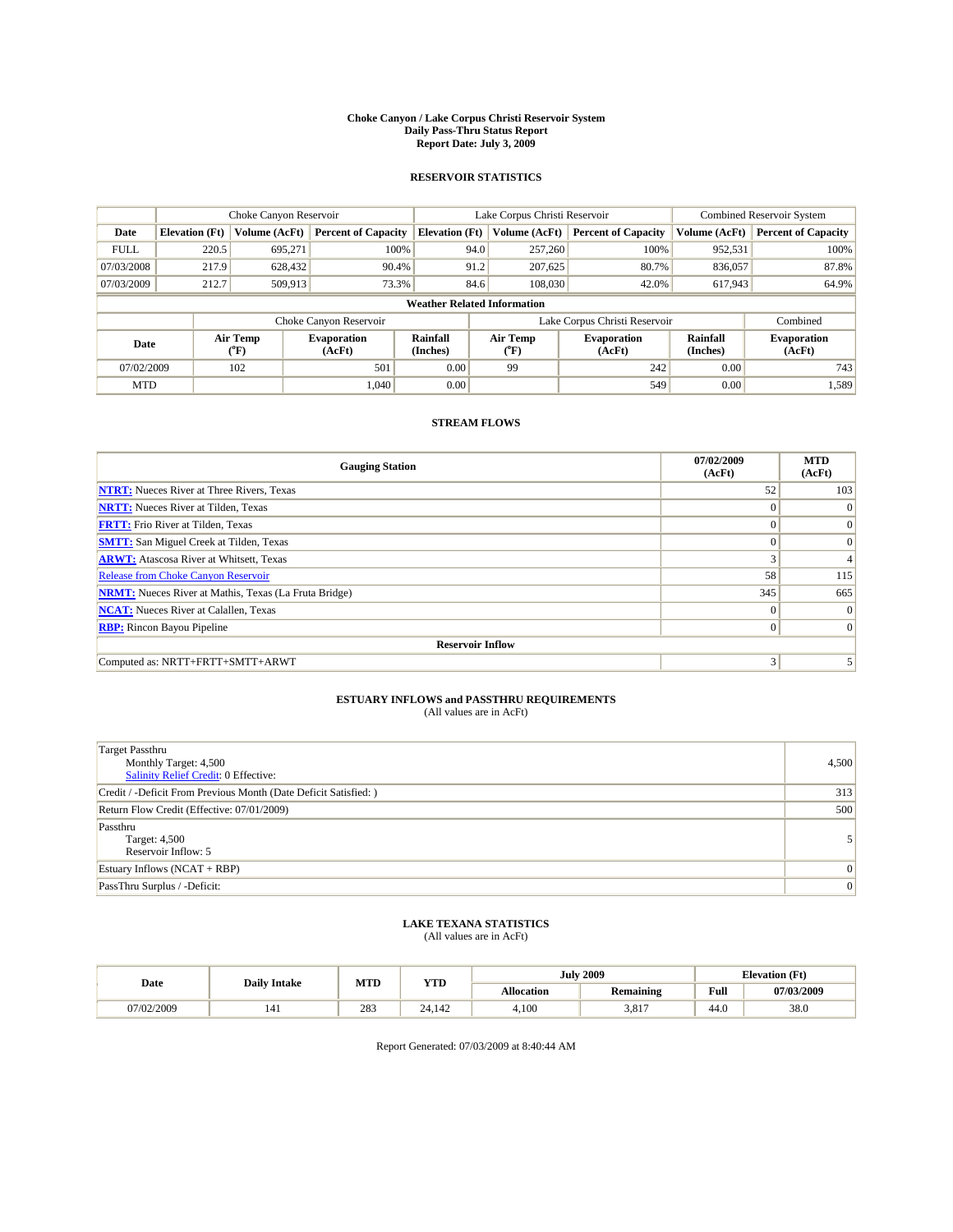# Choke Canyon / Lake Corpus Christi Reservoir System
## Daily Pass-Thru Status Report
## Report Date: July 3, 2009

### RESERVOIR STATISTICS

| | Choke Canyon Reservoir | | | Lake Corpus Christi Reservoir | | | Combined Reservoir System | |
|---|---|---|---|---|---|---|---|---|
| Date | Elevation (Ft) | Volume (AcFt) | Percent of Capacity | Elevation (Ft) | Volume (AcFt) | Percent of Capacity | Volume (AcFt) | Percent of Capacity |
| FULL | 220.5 | 695,271 | 100% | 94.0 | 257,260 | 100% | 952,531 | 100% |
| 07/03/2008 | 217.9 | 628,432 | 90.4% | 91.2 | 207,625 | 80.7% | 836,057 | 87.8% |
| 07/03/2009 | 212.7 | 509,913 | 73.3% | 84.6 | 108,030 | 42.0% | 617,943 | 64.9% |

**Weather Related Information**

| | Choke Canyon Reservoir | | | Lake Corpus Christi Reservoir | | | Combined |
|---|---|---|---|---|---|---|---|
| Date | Air Temp (°F) | Evaporation (AcFt) | Rainfall (Inches) | Air Temp (°F) | Evaporation (AcFt) | Rainfall (Inches) | Evaporation (AcFt) |
| 07/02/2009 | 102 | 501 | 0.00 | 99 | 242 | 0.00 | 743 |
| MTD | | 1,040 | 0.00 | | 549 | 0.00 | 1,589 |

### STREAM FLOWS

| Gauging Station | 07/02/2009 (AcFt) | MTD (AcFt) |
|---|---|---|
| NTRT: Nueces River at Three Rivers, Texas | 52 | 103 |
| NRTT: Nueces River at Tilden, Texas | 0 | 0 |
| FRTT: Frio River at Tilden, Texas | 0 | 0 |
| SMTT: San Miguel Creek at Tilden, Texas | 0 | 0 |
| ARWT: Atascosa River at Whitsett, Texas | 3 | 4 |
| Release from Choke Canyon Reservoir | 58 | 115 |
| NRMT: Nueces River at Mathis, Texas (La Fruta Bridge) | 345 | 665 |
| NCAT: Nueces River at Calallen, Texas | 0 | 0 |
| RBP: Rincon Bayou Pipeline | 0 | 0 |
| **Reservoir Inflow** | | |
| Computed as: NRTT+FRTT+SMTT+ARWT | 3 | 5 |

### ESTUARY INFLOWS and PASSTHRU REQUIREMENTS
(All values are in AcFt)

| | |
|---|---|
| Target Passthru<br>Monthly Target: 4,500<br>Salinity Relief Credit: 0 Effective: | 4,500 |
| Credit / -Deficit From Previous Month (Date Deficit Satisfied: ) | 313 |
| Return Flow Credit (Effective: 07/01/2009) | 500 |
| Passthru<br>Target: 4,500<br>Reservoir Inflow: 5 | 5 |
| Estuary Inflows (NCAT + RBP) | 0 |
| PassThru Surplus / -Deficit: | 0 |

### LAKE TEXANA STATISTICS
(All values are in AcFt)

| Date | Daily Intake | MTD | YTD | July 2009 | | Elevation (Ft) | |
|---|---|---|---|---|---|---|---|
| | | | | Allocation | Remaining | Full | 07/03/2009 |
| 07/02/2009 | 141 | 283 | 24,142 | 4,100 | 3,817 | 44.0 | 38.0 |

Report Generated: 07/03/2009 at 8:40:44 AM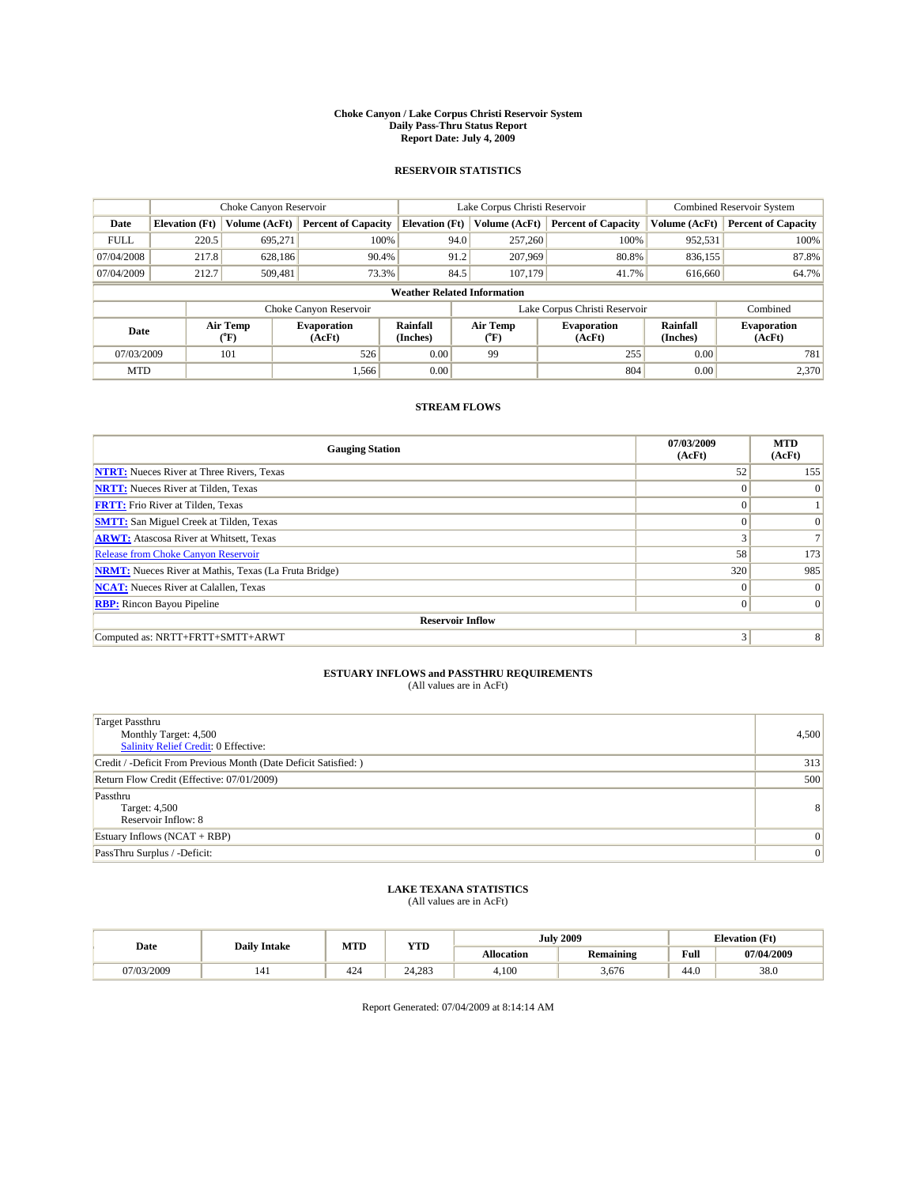# Choke Canyon / Lake Corpus Christi Reservoir System
## Daily Pass-Thru Status Report
### Report Date: July 4, 2009

## RESERVOIR STATISTICS

| | Choke Canyon Reservoir | | | Lake Corpus Christi Reservoir | | | Combined Reservoir System | |
|---|---|---|---|---|---|---|---|---|
| Date | Elevation (Ft) | Volume (AcFt) | Percent of Capacity | Elevation (Ft) | Volume (AcFt) | Percent of Capacity | Volume (AcFt) | Percent of Capacity |
| FULL | 220.5 | 695,271 | 100% | 94.0 | 257,260 | 100% | 952,531 | 100% |
| 07/04/2008 | 217.8 | 628,186 | 90.4% | 91.2 | 207,969 | 80.8% | 836,155 | 87.8% |
| 07/04/2009 | 212.7 | 509,481 | 73.3% | 84.5 | 107,179 | 41.7% | 616,660 | 64.7% |

**Weather Related Information**

| | Choke Canyon Reservoir | | | Lake Corpus Christi Reservoir | | | Combined |
|---|---|---|---|---|---|---|---|
| Date | Air Temp (°F) | Evaporation (AcFt) | Rainfall (Inches) | Air Temp (°F) | Evaporation (AcFt) | Rainfall (Inches) | Evaporation (AcFt) |
| 07/03/2009 | 101 | 526 | 0.00 | 99 | 255 | 0.00 | 781 |
| MTD | | 1,566 | 0.00 | | 804 | 0.00 | 2,370 |

## STREAM FLOWS

| Gauging Station | 07/03/2009 (AcFt) | MTD (AcFt) |
|---|---|---|
| **NTRT:** Nueces River at Three Rivers, Texas | 52 | 155 |
| **NRTT:** Nueces River at Tilden, Texas | 0 | 0 |
| **FRTT:** Frio River at Tilden, Texas | 0 | 1 |
| **SMTT:** San Miguel Creek at Tilden, Texas | 0 | 0 |
| **ARWT:** Atascosa River at Whitsett, Texas | 3 | 7 |
| Release from Choke Canyon Reservoir | 58 | 173 |
| **NRMT:** Nueces River at Mathis, Texas (La Fruta Bridge) | 320 | 985 |
| **NCAT:** Nueces River at Calallen, Texas | 0 | 0 |
| **RBP:** Rincon Bayou Pipeline | 0 | 0 |
| **Reservoir Inflow** | | |
| Computed as: NRTT+FRTT+SMTT+ARWT | 3 | 8 |

## ESTUARY INFLOWS and PASSTHRU REQUIREMENTS
(All values are in AcFt)

| | |
|---|---|
| Target Passthru<br>Monthly Target: 4,500<br>Salinity Relief Credit: 0 Effective: | 4,500 |
| Credit / -Deficit From Previous Month (Date Deficit Satisfied: ) | 313 |
| Return Flow Credit (Effective: 07/01/2009) | 500 |
| Passthru<br>Target: 4,500<br>Reservoir Inflow: 8 | 8 |
| Estuary Inflows (NCAT + RBP) | 0 |
| PassThru Surplus / -Deficit: | 0 |

## LAKE TEXANA STATISTICS
(All values are in AcFt)

| Date | Daily Intake | MTD | YTD | July 2009 | | Elevation (Ft) | |
|---|---|---|---|---|---|---|---|
| | | | | Allocation | Remaining | Full | 07/04/2009 |
| 07/03/2009 | 141 | 424 | 24,283 | 4,100 | 3,676 | 44.0 | 38.0 |

Report Generated: 07/04/2009 at 8:14:14 AM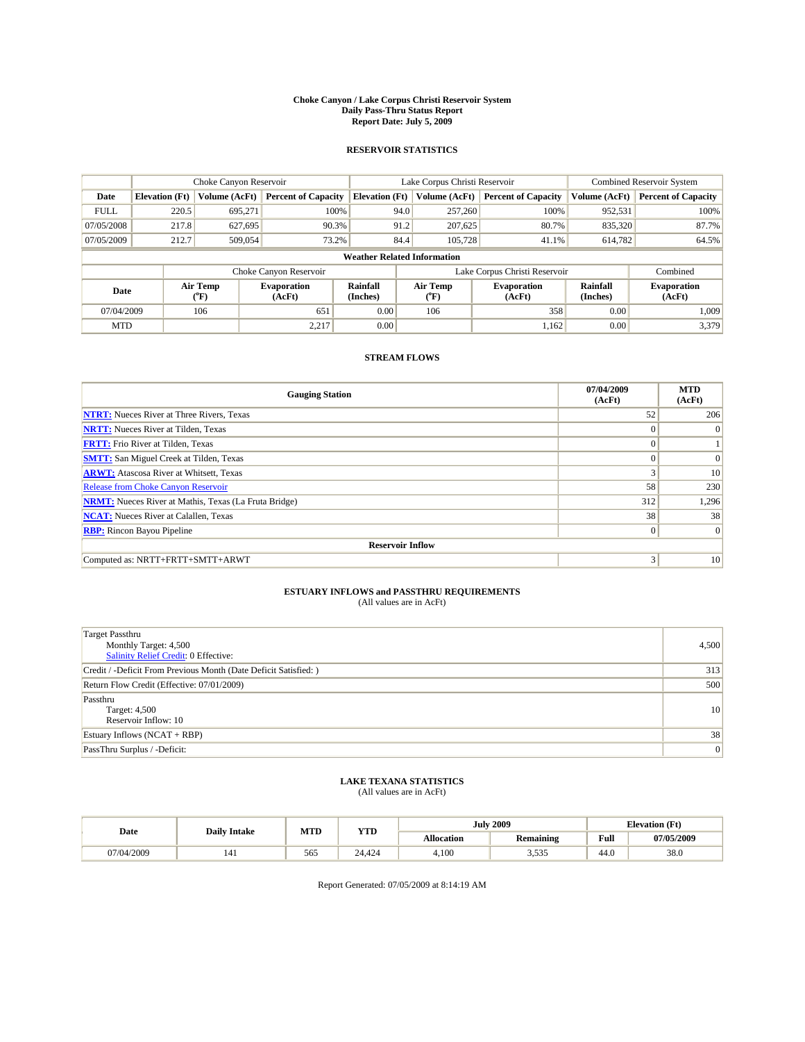# Choke Canyon / Lake Corpus Christi Reservoir System
## Daily Pass-Thru Status Report
### Report Date: July 5, 2009

## RESERVOIR STATISTICS

| | Choke Canyon Reservoir | | | Lake Corpus Christi Reservoir | | | Combined Reservoir System | |
|---|---|---|---|---|---|---|---|---|
| Date | Elevation (Ft) | Volume (AcFt) | Percent of Capacity | Elevation (Ft) | Volume (AcFt) | Percent of Capacity | Volume (AcFt) | Percent of Capacity |
| FULL | 220.5 | 695,271 | 100% | 94.0 | 257,260 | 100% | 952,531 | 100% |
| 07/05/2008 | 217.8 | 627,695 | 90.3% | 91.2 | 207,625 | 80.7% | 835,320 | 87.7% |
| 07/05/2009 | 212.7 | 509,054 | 73.2% | 84.4 | 105,728 | 41.1% | 614,782 | 64.5% |

**Weather Related Information**

| | Choke Canyon Reservoir | | | Lake Corpus Christi Reservoir | | | Combined |
|---|---|---|---|---|---|---|---|
| Date | Air Temp (°F) | Evaporation (AcFt) | Rainfall (Inches) | Air Temp (°F) | Evaporation (AcFt) | Rainfall (Inches) | Evaporation (AcFt) |
| 07/04/2009 | 106 | 651 | 0.00 | 106 | 358 | 0.00 | 1,009 |
| MTD | | 2,217 | 0.00 | | 1,162 | 0.00 | 3,379 |

## STREAM FLOWS

| Gauging Station | 07/04/2009 (AcFt) | MTD (AcFt) |
|---|---|---|
| NTRT: Nueces River at Three Rivers, Texas | 52 | 206 |
| NRTT: Nueces River at Tilden, Texas | 0 | 0 |
| FRTT: Frio River at Tilden, Texas | 0 | 1 |
| SMTT: San Miguel Creek at Tilden, Texas | 0 | 0 |
| ARWT: Atascosa River at Whitsett, Texas | 3 | 10 |
| Release from Choke Canyon Reservoir | 58 | 230 |
| NRMT: Nueces River at Mathis, Texas (La Fruta Bridge) | 312 | 1,296 |
| NCAT: Nueces River at Calallen, Texas | 38 | 38 |
| RBP: Rincon Bayou Pipeline | 0 | 0 |
| **Reservoir Inflow** | | |
| Computed as: NRTT+FRTT+SMTT+ARWT | 3 | 10 |

## ESTUARY INFLOWS and PASSTHRU REQUIREMENTS
(All values are in AcFt)

| | |
|---|---|
| Target Passthru<br>Monthly Target: 4,500<br>Salinity Relief Credit: 0 Effective: | 4,500 |
| Credit / -Deficit From Previous Month (Date Deficit Satisfied: ) | 313 |
| Return Flow Credit (Effective: 07/01/2009) | 500 |
| Passthru<br>Target: 4,500<br>Reservoir Inflow: 10 | 10 |
| Estuary Inflows (NCAT + RBP) | 38 |
| PassThru Surplus / -Deficit: | 0 |

## LAKE TEXANA STATISTICS
(All values are in AcFt)

| Date | Daily Intake | MTD | YTD | July 2009 | | Elevation (Ft) | |
|---|---|---|---|---|---|---|---|
| | | | | Allocation | Remaining | Full | 07/05/2009 |
| 07/04/2009 | 141 | 565 | 24,424 | 4,100 | 3,535 | 44.0 | 38.0 |

Report Generated: 07/05/2009 at 8:14:19 AM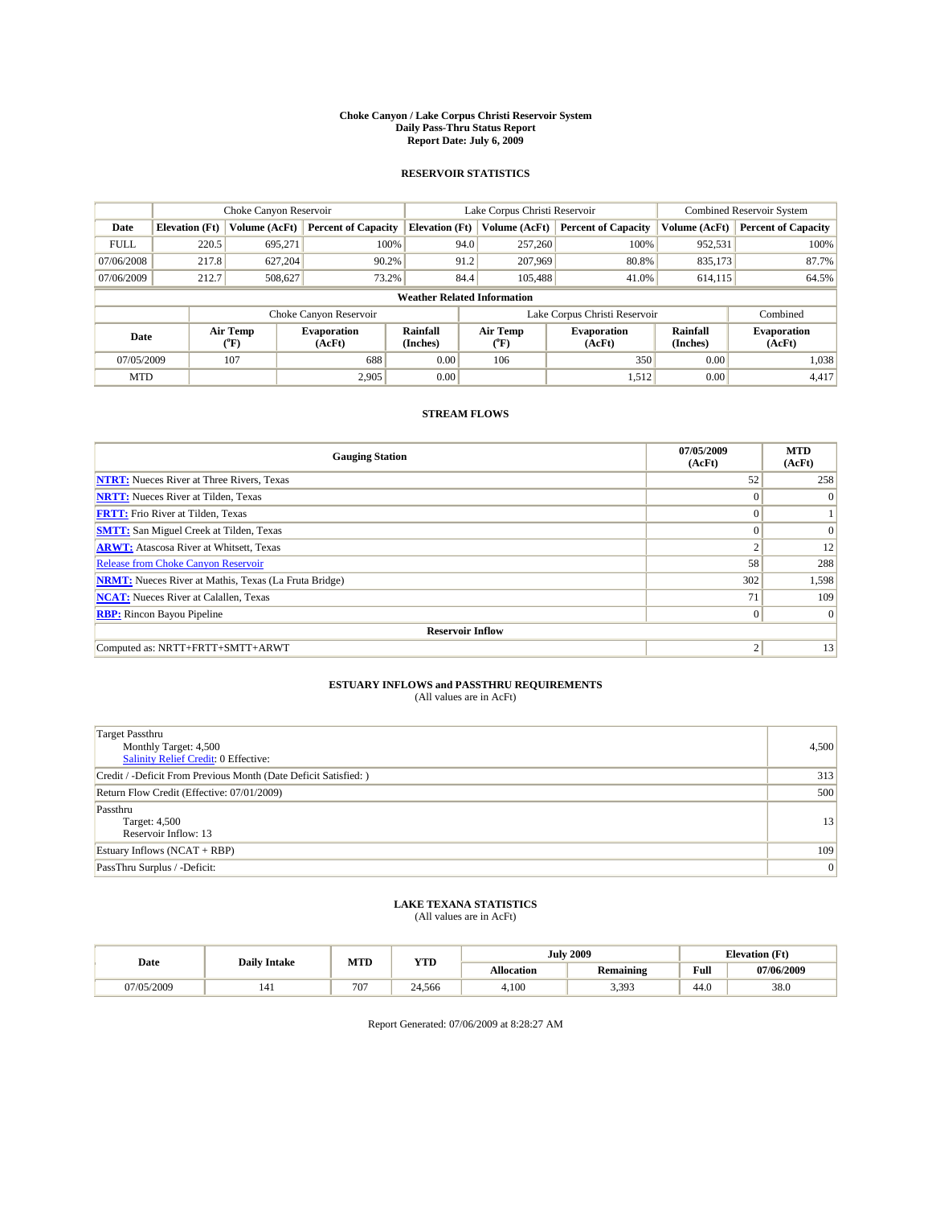# Choke Canyon / Lake Corpus Christi Reservoir System
## Daily Pass-Thru Status Report
### Report Date: July 6, 2009

## RESERVOIR STATISTICS

| | Choke Canyon Reservoir | | | Lake Corpus Christi Reservoir | | | Combined Reservoir System | |
|---|---|---|---|---|---|---|---|---|
| Date | Elevation (Ft) | Volume (AcFt) | Percent of Capacity | Elevation (Ft) | Volume (AcFt) | Percent of Capacity | Volume (AcFt) | Percent of Capacity |
| FULL | 220.5 | 695,271 | 100% | 94.0 | 257,260 | 100% | 952,531 | 100% |
| 07/06/2008 | 217.8 | 627,204 | 90.2% | 91.2 | 207,969 | 80.8% | 835,173 | 87.7% |
| 07/06/2009 | 212.7 | 508,627 | 73.2% | 84.4 | 105,488 | 41.0% | 614,115 | 64.5% |

**Weather Related Information**

| | Choke Canyon Reservoir | | | Lake Corpus Christi Reservoir | | | Combined |
|---|---|---|---|---|---|---|---|
| Date | Air Temp (°F) | Evaporation (AcFt) | Rainfall (Inches) | Air Temp (°F) | Evaporation (AcFt) | Rainfall (Inches) | Evaporation (AcFt) |
| 07/05/2009 | 107 | 688 | 0.00 | 106 | 350 | 0.00 | 1,038 |
| MTD | | 2,905 | 0.00 | | 1,512 | 0.00 | 4,417 |

## STREAM FLOWS

| Gauging Station | 07/05/2009 (AcFt) | MTD (AcFt) |
|---|---|---|
| **NTRT:** Nueces River at Three Rivers, Texas | 52 | 258 |
| **NRTT:** Nueces River at Tilden, Texas | 0 | 0 |
| **FRTT:** Frio River at Tilden, Texas | 0 | 1 |
| **SMTT:** San Miguel Creek at Tilden, Texas | 0 | 0 |
| **ARWT:** Atascosa River at Whitsett, Texas | 2 | 12 |
| Release from Choke Canyon Reservoir | 58 | 288 |
| **NRMT:** Nueces River at Mathis, Texas (La Fruta Bridge) | 302 | 1,598 |
| **NCAT:** Nueces River at Calallen, Texas | 71 | 109 |
| **RBP:** Rincon Bayou Pipeline | 0 | 0 |
| **Reservoir Inflow** | | |
| Computed as: NRTT+FRTT+SMTT+ARWT | 2 | 13 |

## ESTUARY INFLOWS and PASSTHRU REQUIREMENTS
(All values are in AcFt)

| | |
|---|---|
| Target Passthru<br>Monthly Target: 4,500<br>Salinity Relief Credit: 0 Effective: | 4,500 |
| Credit / -Deficit From Previous Month (Date Deficit Satisfied: ) | 313 |
| Return Flow Credit (Effective: 07/01/2009) | 500 |
| Passthru<br>Target: 4,500<br>Reservoir Inflow: 13 | 13 |
| Estuary Inflows (NCAT + RBP) | 109 |
| PassThru Surplus / -Deficit: | 0 |

## LAKE TEXANA STATISTICS
(All values are in AcFt)

| Date | Daily Intake | MTD | YTD | July 2009 | | Elevation (Ft) | |
|---|---|---|---|---|---|---|---|
| | | | | Allocation | Remaining | Full | 07/06/2009 |
| 07/05/2009 | 141 | 707 | 24,566 | 4,100 | 3,393 | 44.0 | 38.0 |

Report Generated: 07/06/2009 at 8:28:27 AM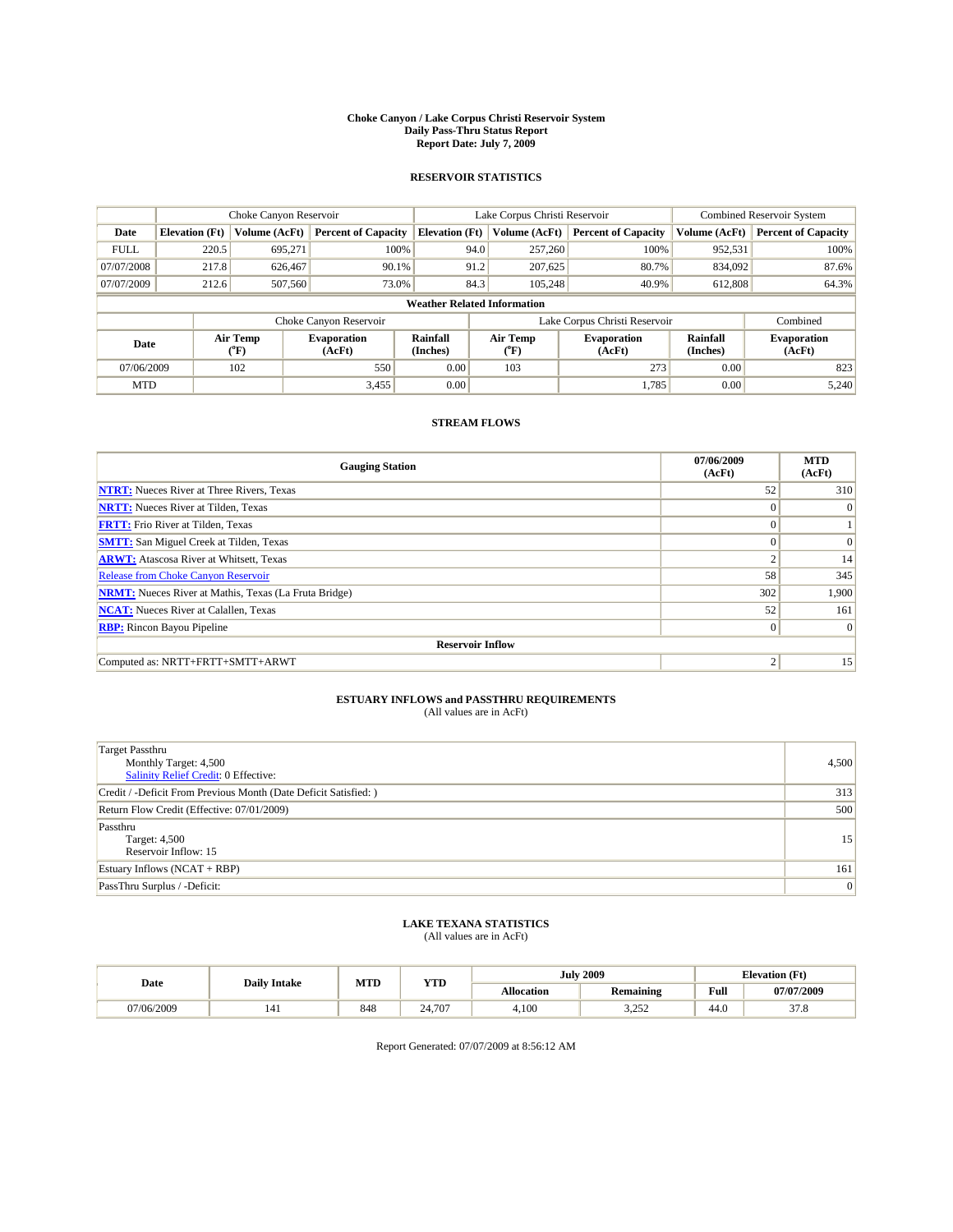# Choke Canyon / Lake Corpus Christi Reservoir System
## Daily Pass-Thru Status Report
### Report Date: July 7, 2009

## RESERVOIR STATISTICS

| | Choke Canyon Reservoir | | | Lake Corpus Christi Reservoir | | | Combined Reservoir System | |
|---|---|---|---|---|---|---|---|---|
| Date | Elevation (Ft) | Volume (AcFt) | Percent of Capacity | Elevation (Ft) | Volume (AcFt) | Percent of Capacity | Volume (AcFt) | Percent of Capacity |
| FULL | 220.5 | 695,271 | 100% | 94.0 | 257,260 | 100% | 952,531 | 100% |
| 07/07/2008 | 217.8 | 626,467 | 90.1% | 91.2 | 207,625 | 80.7% | 834,092 | 87.6% |
| 07/07/2009 | 212.6 | 507,560 | 73.0% | 84.3 | 105,248 | 40.9% | 612,808 | 64.3% |

**Weather Related Information**

| | Choke Canyon Reservoir | | | Lake Corpus Christi Reservoir | | | Combined |
|---|---|---|---|---|---|---|---|
| Date | Air Temp (°F) | Evaporation (AcFt) | Rainfall (Inches) | Air Temp (°F) | Evaporation (AcFt) | Rainfall (Inches) | Evaporation (AcFt) |
| 07/06/2009 | 102 | 550 | 0.00 | 103 | 273 | 0.00 | 823 |
| MTD | | 3,455 | 0.00 | | 1,785 | 0.00 | 5,240 |

## STREAM FLOWS

| Gauging Station | 07/06/2009 (AcFt) | MTD (AcFt) |
|---|---|---|
| NTRT: Nueces River at Three Rivers, Texas | 52 | 310 |
| NRTT: Nueces River at Tilden, Texas | 0 | 0 |
| FRTT: Frio River at Tilden, Texas | 0 | 1 |
| SMTT: San Miguel Creek at Tilden, Texas | 0 | 0 |
| ARWT: Atascosa River at Whitsett, Texas | 2 | 14 |
| Release from Choke Canyon Reservoir | 58 | 345 |
| NRMT: Nueces River at Mathis, Texas (La Fruta Bridge) | 302 | 1,900 |
| NCAT: Nueces River at Calallen, Texas | 52 | 161 |
| RBP: Rincon Bayou Pipeline | 0 | 0 |
| **Reservoir Inflow** | | |
| Computed as: NRTT+FRTT+SMTT+ARWT | 2 | 15 |

## ESTUARY INFLOWS and PASSTHRU REQUIREMENTS
(All values are in AcFt)

| | |
|---|---|
| Target Passthru<br>Monthly Target: 4,500<br>Salinity Relief Credit: 0 Effective: | 4,500 |
| Credit / -Deficit From Previous Month (Date Deficit Satisfied: ) | 313 |
| Return Flow Credit (Effective: 07/01/2009) | 500 |
| Passthru<br>Target: 4,500<br>Reservoir Inflow: 15 | 15 |
| Estuary Inflows (NCAT + RBP) | 161 |
| PassThru Surplus / -Deficit: | 0 |

## LAKE TEXANA STATISTICS
(All values are in AcFt)

| Date | Daily Intake | MTD | YTD | July 2009 | | Elevation (Ft) | |
|---|---|---|---|---|---|---|---|
| | | | | Allocation | Remaining | Full | 07/07/2009 |
| 07/06/2009 | 141 | 848 | 24,707 | 4,100 | 3,252 | 44.0 | 37.8 |

Report Generated: 07/07/2009 at 8:56:12 AM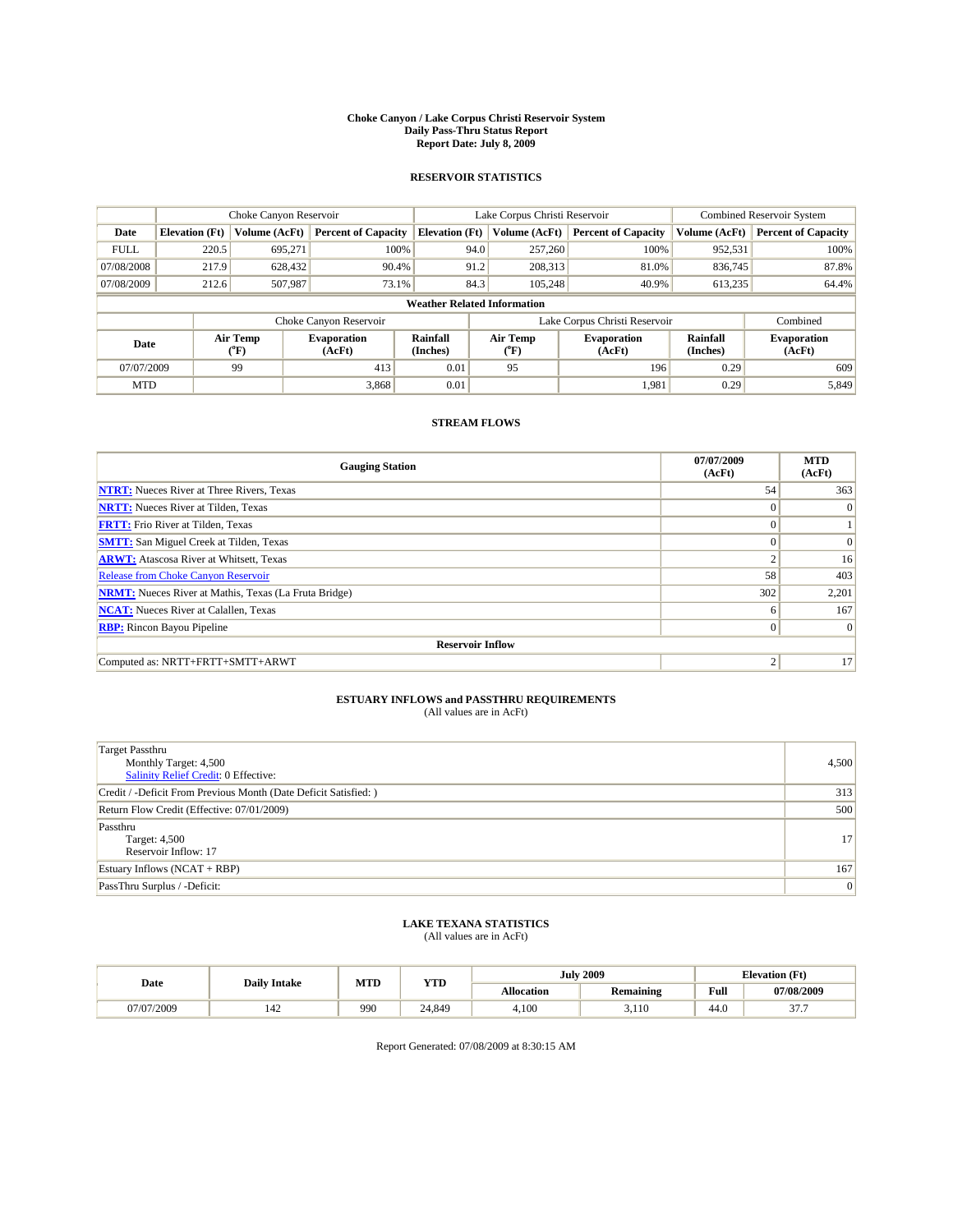# Choke Canyon / Lake Corpus Christi Reservoir System
## Daily Pass-Thru Status Report
### Report Date: July 8, 2009

### RESERVOIR STATISTICS

| | Choke Canyon Reservoir | | | Lake Corpus Christi Reservoir | | | Combined Reservoir System | |
|---|---|---|---|---|---|---|---|---|
| Date | Elevation (Ft) | Volume (AcFt) | Percent of Capacity | Elevation (Ft) | Volume (AcFt) | Percent of Capacity | Volume (AcFt) | Percent of Capacity |
| FULL | 220.5 | 695,271 | 100% | 94.0 | 257,260 | 100% | 952,531 | 100% |
| 07/08/2008 | 217.9 | 628,432 | 90.4% | 91.2 | 208,313 | 81.0% | 836,745 | 87.8% |
| 07/08/2009 | 212.6 | 507,987 | 73.1% | 84.3 | 105,248 | 40.9% | 613,235 | 64.4% |

**Weather Related Information**

| | Choke Canyon Reservoir | | | Lake Corpus Christi Reservoir | | | Combined |
|---|---|---|---|---|---|---|---|
| Date | Air Temp (°F) | Evaporation (AcFt) | Rainfall (Inches) | Air Temp (°F) | Evaporation (AcFt) | Rainfall (Inches) | Evaporation (AcFt) |
| 07/07/2009 | 99 | 413 | 0.01 | 95 | 196 | 0.29 | 609 |
| MTD | | 3,868 | 0.01 | | 1,981 | 0.29 | 5,849 |

### STREAM FLOWS

| Gauging Station | 07/07/2009 (AcFt) | MTD (AcFt) |
|---|---|---|
| NTRT: Nueces River at Three Rivers, Texas | 54 | 363 |
| NRTT: Nueces River at Tilden, Texas | 0 | 0 |
| FRTT: Frio River at Tilden, Texas | 0 | 1 |
| SMTT: San Miguel Creek at Tilden, Texas | 0 | 0 |
| ARWT: Atascosa River at Whitsett, Texas | 2 | 16 |
| Release from Choke Canyon Reservoir | 58 | 403 |
| NRMT: Nueces River at Mathis, Texas (La Fruta Bridge) | 302 | 2,201 |
| NCAT: Nueces River at Calallen, Texas | 6 | 167 |
| RBP: Rincon Bayou Pipeline | 0 | 0 |
| **Reservoir Inflow** | | |
| Computed as: NRTT+FRTT+SMTT+ARWT | 2 | 17 |

### ESTUARY INFLOWS and PASSTHRU REQUIREMENTS
(All values are in AcFt)

| | |
|---|---|
| Target Passthru<br>Monthly Target: 4,500<br>Salinity Relief Credit: 0 Effective: | 4,500 |
| Credit / -Deficit From Previous Month (Date Deficit Satisfied: ) | 313 |
| Return Flow Credit (Effective: 07/01/2009) | 500 |
| Passthru<br>Target: 4,500<br>Reservoir Inflow: 17 | 17 |
| Estuary Inflows (NCAT + RBP) | 167 |
| PassThru Surplus / -Deficit: | 0 |

### LAKE TEXANA STATISTICS
(All values are in AcFt)

| Date | Daily Intake | MTD | YTD | July 2009 | | Elevation (Ft) | |
|---|---|---|---|---|---|---|---|
| | | | | Allocation | Remaining | Full | 07/08/2009 |
| 07/07/2009 | 142 | 990 | 24,849 | 4,100 | 3,110 | 44.0 | 37.7 |

Report Generated: 07/08/2009 at 8:30:15 AM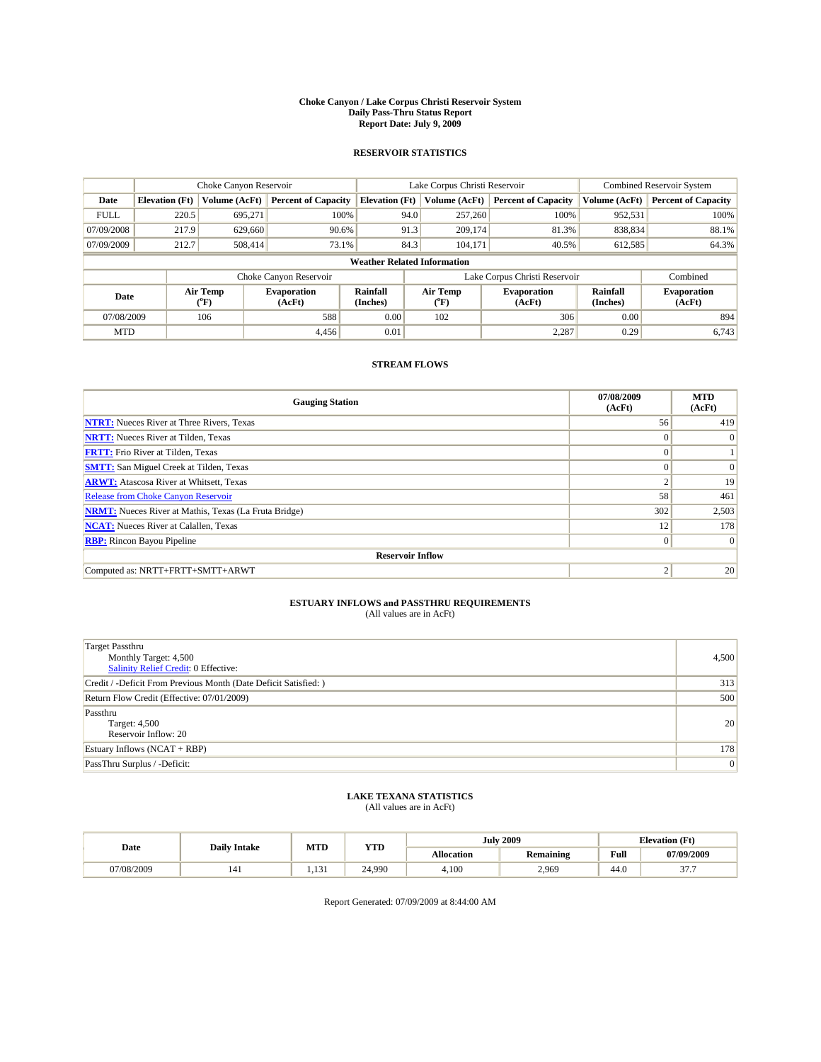**Choke Canyon / Lake Corpus Christi Reservoir System**
**Daily Pass-Thru Status Report**
**Report Date: July 9, 2009**

## RESERVOIR STATISTICS

| | Choke Canyon Reservoir | | | Lake Corpus Christi Reservoir | | | Combined Reservoir System | |
|---|---|---|---|---|---|---|---|---|
| **Date** | **Elevation (Ft)** | **Volume (AcFt)** | **Percent of Capacity** | **Elevation (Ft)** | **Volume (AcFt)** | **Percent of Capacity** | **Volume (AcFt)** | **Percent of Capacity** |
| FULL | 220.5 | 695,271 | 100% | 94.0 | 257,260 | 100% | 952,531 | 100% |
| 07/09/2008 | 217.9 | 629,660 | 90.6% | 91.3 | 209,174 | 81.3% | 838,834 | 88.1% |
| 07/09/2009 | 212.7 | 508,414 | 73.1% | 84.3 | 104,171 | 40.5% | 612,585 | 64.3% |

**Weather Related Information**

| | Choke Canyon Reservoir | | | Lake Corpus Christi Reservoir | | | Combined |
|---|---|---|---|---|---|---|---|
| **Date** | **Air Temp (°F)** | **Evaporation (AcFt)** | **Rainfall (Inches)** | **Air Temp (°F)** | **Evaporation (AcFt)** | **Rainfall (Inches)** | **Evaporation (AcFt)** |
| 07/08/2009 | 106 | 588 | 0.00 | 102 | 306 | 0.00 | 894 |
| MTD | | 4,456 | 0.01 | | 2,287 | 0.29 | 6,743 |

## STREAM FLOWS

| Gauging Station | 07/08/2009 (AcFt) | MTD (AcFt) |
|---|---|---|
| NTRT: Nueces River at Three Rivers, Texas | 56 | 419 |
| NRTT: Nueces River at Tilden, Texas | 0 | 0 |
| FRTT: Frio River at Tilden, Texas | 0 | 1 |
| SMTT: San Miguel Creek at Tilden, Texas | 0 | 0 |
| ARWT: Atascosa River at Whitsett, Texas | 2 | 19 |
| Release from Choke Canyon Reservoir | 58 | 461 |
| NRMT: Nueces River at Mathis, Texas (La Fruta Bridge) | 302 | 2,503 |
| NCAT: Nueces River at Calallen, Texas | 12 | 178 |
| RBP: Rincon Bayou Pipeline | 0 | 0 |
| **Reservoir Inflow** | | |
| Computed as: NRTT+FRTT+SMTT+ARWT | 2 | 20 |

## ESTUARY INFLOWS and PASSTHRU REQUIREMENTS
(All values are in AcFt)

| | |
|---|---|
| Target Passthru<br>Monthly Target: 4,500<br>Salinity Relief Credit: 0 Effective: | 4,500 |
| Credit / -Deficit From Previous Month (Date Deficit Satisfied: ) | 313 |
| Return Flow Credit (Effective: 07/01/2009) | 500 |
| Passthru<br>Target: 4,500<br>Reservoir Inflow: 20 | 20 |
| Estuary Inflows (NCAT + RBP) | 178 |
| PassThru Surplus / -Deficit: | 0 |

## LAKE TEXANA STATISTICS
(All values are in AcFt)

| Date | Daily Intake | MTD | YTD | July 2009 | | Elevation (Ft) | |
|---|---|---|---|---|---|---|---|
| | | | | **Allocation** | **Remaining** | **Full** | **07/09/2009** |
| 07/08/2009 | 141 | 1,131 | 24,990 | 4,100 | 2,969 | 44.0 | 37.7 |

Report Generated: 07/09/2009 at 8:44:00 AM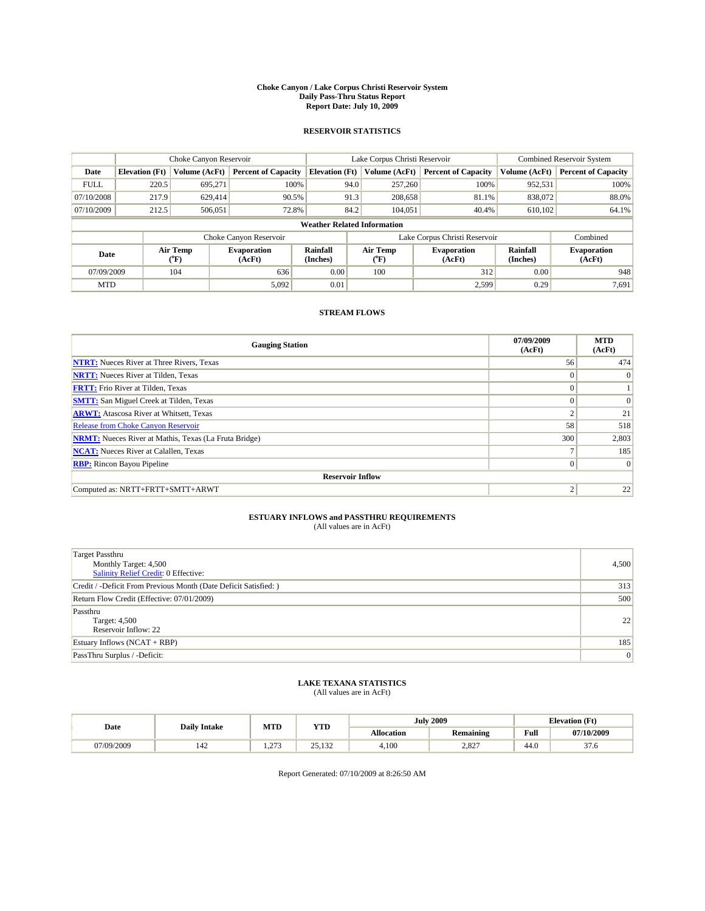# Choke Canyon / Lake Corpus Christi Reservoir System
## Daily Pass-Thru Status Report
### Report Date: July 10, 2009

## RESERVOIR STATISTICS

| | Choke Canyon Reservoir | | | Lake Corpus Christi Reservoir | | | Combined Reservoir System | |
|---|---|---|---|---|---|---|---|---|
| **Date** | **Elevation (Ft)** | **Volume (AcFt)** | **Percent of Capacity** | **Elevation (Ft)** | **Volume (AcFt)** | **Percent of Capacity** | **Volume (AcFt)** | **Percent of Capacity** |
| FULL | 220.5 | 695,271 | 100% | 94.0 | 257,260 | 100% | 952,531 | 100% |
| 07/10/2008 | 217.9 | 629,414 | 90.5% | 91.3 | 208,658 | 81.1% | 838,072 | 88.0% |
| 07/10/2009 | 212.5 | 506,051 | 72.8% | 84.2 | 104,051 | 40.4% | 610,102 | 64.1% |

**Weather Related Information**

| | Choke Canyon Reservoir | | | Lake Corpus Christi Reservoir | | | Combined |
|---|---|---|---|---|---|---|---|
| **Date** | **Air Temp (°F)** | **Evaporation (AcFt)** | **Rainfall (Inches)** | **Air Temp (°F)** | **Evaporation (AcFt)** | **Rainfall (Inches)** | **Evaporation (AcFt)** |
| 07/09/2009 | 104 | 636 | 0.00 | 100 | 312 | 0.00 | 948 |
| MTD | | 5,092 | 0.01 | | 2,599 | 0.29 | 7,691 |

## STREAM FLOWS

| Gauging Station | 07/09/2009 (AcFt) | MTD (AcFt) |
|---|---|---|
| **NTRT:** Nueces River at Three Rivers, Texas | 56 | 474 |
| **NRTT:** Nueces River at Tilden, Texas | 0 | 0 |
| **FRTT:** Frio River at Tilden, Texas | 0 | 1 |
| **SMTT:** San Miguel Creek at Tilden, Texas | 0 | 0 |
| **ARWT:** Atascosa River at Whitsett, Texas | 2 | 21 |
| Release from Choke Canyon Reservoir | 58 | 518 |
| **NRMT:** Nueces River at Mathis, Texas (La Fruta Bridge) | 300 | 2,803 |
| **NCAT:** Nueces River at Calallen, Texas | 7 | 185 |
| **RBP:** Rincon Bayou Pipeline | 0 | 0 |
| **Reservoir Inflow** | | |
| Computed as: NRTT+FRTT+SMTT+ARWT | 2 | 22 |

## ESTUARY INFLOWS and PASSTHRU REQUIREMENTS
(All values are in AcFt)

| | |
|---|---|
| Target Passthru<br>Monthly Target: 4,500<br>Salinity Relief Credit: 0 Effective: | 4,500 |
| Credit / -Deficit From Previous Month (Date Deficit Satisfied: ) | 313 |
| Return Flow Credit (Effective: 07/01/2009) | 500 |
| Passthru<br>Target: 4,500<br>Reservoir Inflow: 22 | 22 |
| Estuary Inflows (NCAT + RBP) | 185 |
| PassThru Surplus / -Deficit: | 0 |

## LAKE TEXANA STATISTICS
(All values are in AcFt)

| Date | Daily Intake | MTD | YTD | July 2009 | | Elevation (Ft) | |
|---|---|---|---|---|---|---|---|
| | | | | **Allocation** | **Remaining** | **Full** | **07/10/2009** |
| 07/09/2009 | 142 | 1,273 | 25,132 | 4,100 | 2,827 | 44.0 | 37.6 |

Report Generated: 07/10/2009 at 8:26:50 AM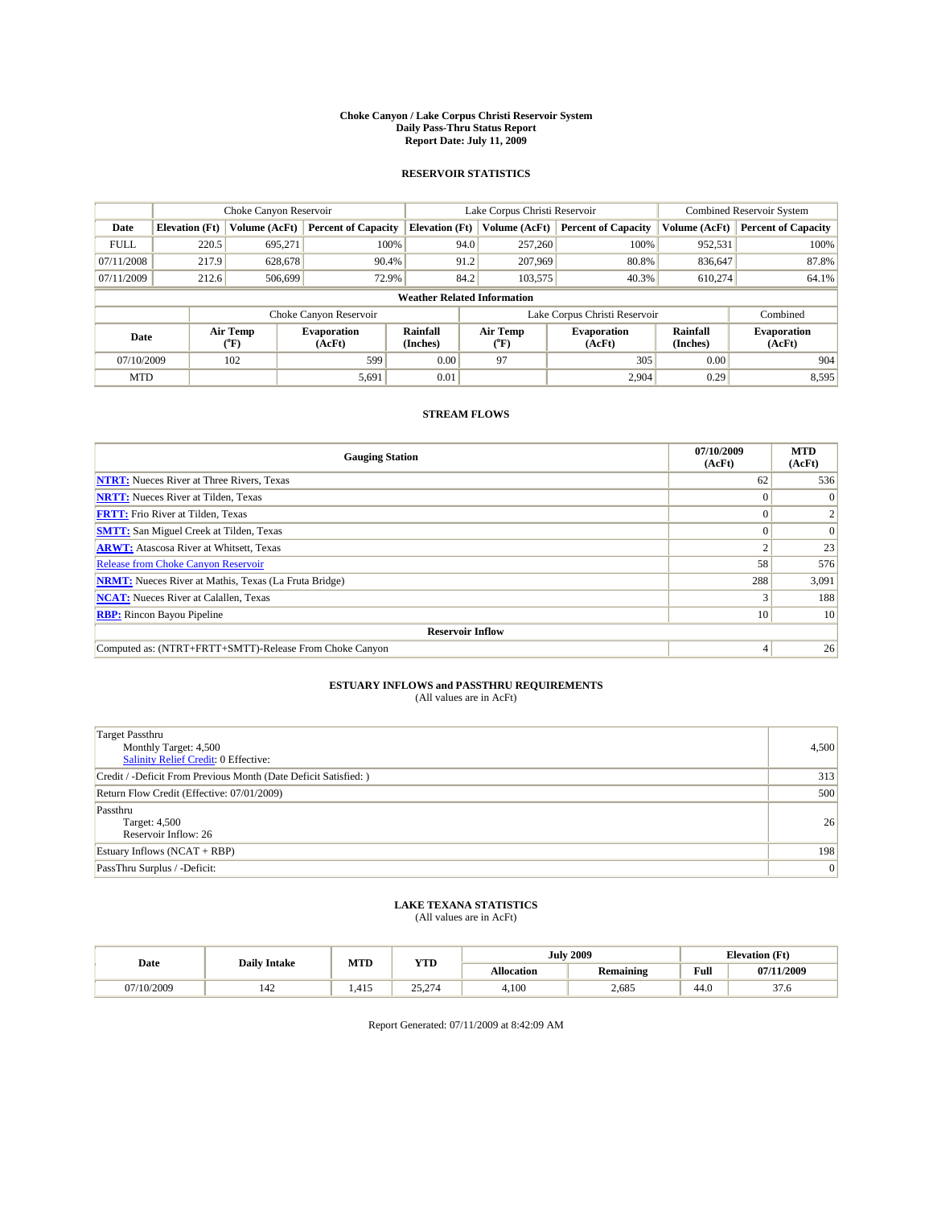# Choke Canyon / Lake Corpus Christi Reservoir System
## Daily Pass-Thru Status Report
## Report Date: July 11, 2009

### RESERVOIR STATISTICS

| | Choke Canyon Reservoir | | | Lake Corpus Christi Reservoir | | | Combined Reservoir System | |
|---|---|---|---|---|---|---|---|---|
| Date | Elevation (Ft) | Volume (AcFt) | Percent of Capacity | Elevation (Ft) | Volume (AcFt) | Percent of Capacity | Volume (AcFt) | Percent of Capacity |
| FULL | 220.5 | 695,271 | 100% | 94.0 | 257,260 | 100% | 952,531 | 100% |
| 07/11/2008 | 217.9 | 628,678 | 90.4% | 91.2 | 207,969 | 80.8% | 836,647 | 87.8% |
| 07/11/2009 | 212.6 | 506,699 | 72.9% | 84.2 | 103,575 | 40.3% | 610,274 | 64.1% |

**Weather Related Information**

| | Choke Canyon Reservoir | | | Lake Corpus Christi Reservoir | | | Combined |
|---|---|---|---|---|---|---|---|
| Date | Air Temp (°F) | Evaporation (AcFt) | Rainfall (Inches) | Air Temp (°F) | Evaporation (AcFt) | Rainfall (Inches) | Evaporation (AcFt) |
| 07/10/2009 | 102 | 599 | 0.00 | 97 | 305 | 0.00 | 904 |
| MTD | | 5,691 | 0.01 | | 2,904 | 0.29 | 8,595 |

### STREAM FLOWS

| Gauging Station | 07/10/2009 (AcFt) | MTD (AcFt) |
|---|---|---|
| NTRT: Nueces River at Three Rivers, Texas | 62 | 536 |
| NRTT: Nueces River at Tilden, Texas | 0 | 0 |
| FRTT: Frio River at Tilden, Texas | 0 | 2 |
| SMTT: San Miguel Creek at Tilden, Texas | 0 | 0 |
| ARWT: Atascosa River at Whitsett, Texas | 2 | 23 |
| Release from Choke Canyon Reservoir | 58 | 576 |
| NRMT: Nueces River at Mathis, Texas (La Fruta Bridge) | 288 | 3,091 |
| NCAT: Nueces River at Calallen, Texas | 3 | 188 |
| RBP: Rincon Bayou Pipeline | 10 | 10 |
| **Reservoir Inflow** | | |
| Computed as: (NTRT+FRTT+SMTT)-Release From Choke Canyon | 4 | 26 |

### ESTUARY INFLOWS and PASSTHRU REQUIREMENTS
(All values are in AcFt)

| | |
|---|---|
| Target Passthru<br>Monthly Target: 4,500<br>Salinity Relief Credit: 0 Effective: | 4,500 |
| Credit / -Deficit From Previous Month (Date Deficit Satisfied: ) | 313 |
| Return Flow Credit (Effective: 07/01/2009) | 500 |
| Passthru<br>Target: 4,500<br>Reservoir Inflow: 26 | 26 |
| Estuary Inflows (NCAT + RBP) | 198 |
| PassThru Surplus / -Deficit: | 0 |

### LAKE TEXANA STATISTICS
(All values are in AcFt)

| Date | Daily Intake | MTD | YTD | July 2009 | | Elevation (Ft) | |
|---|---|---|---|---|---|---|---|
| | | | | Allocation | Remaining | Full | 07/11/2009 |
| 07/10/2009 | 142 | 1,415 | 25,274 | 4,100 | 2,685 | 44.0 | 37.6 |

Report Generated: 07/11/2009 at 8:42:09 AM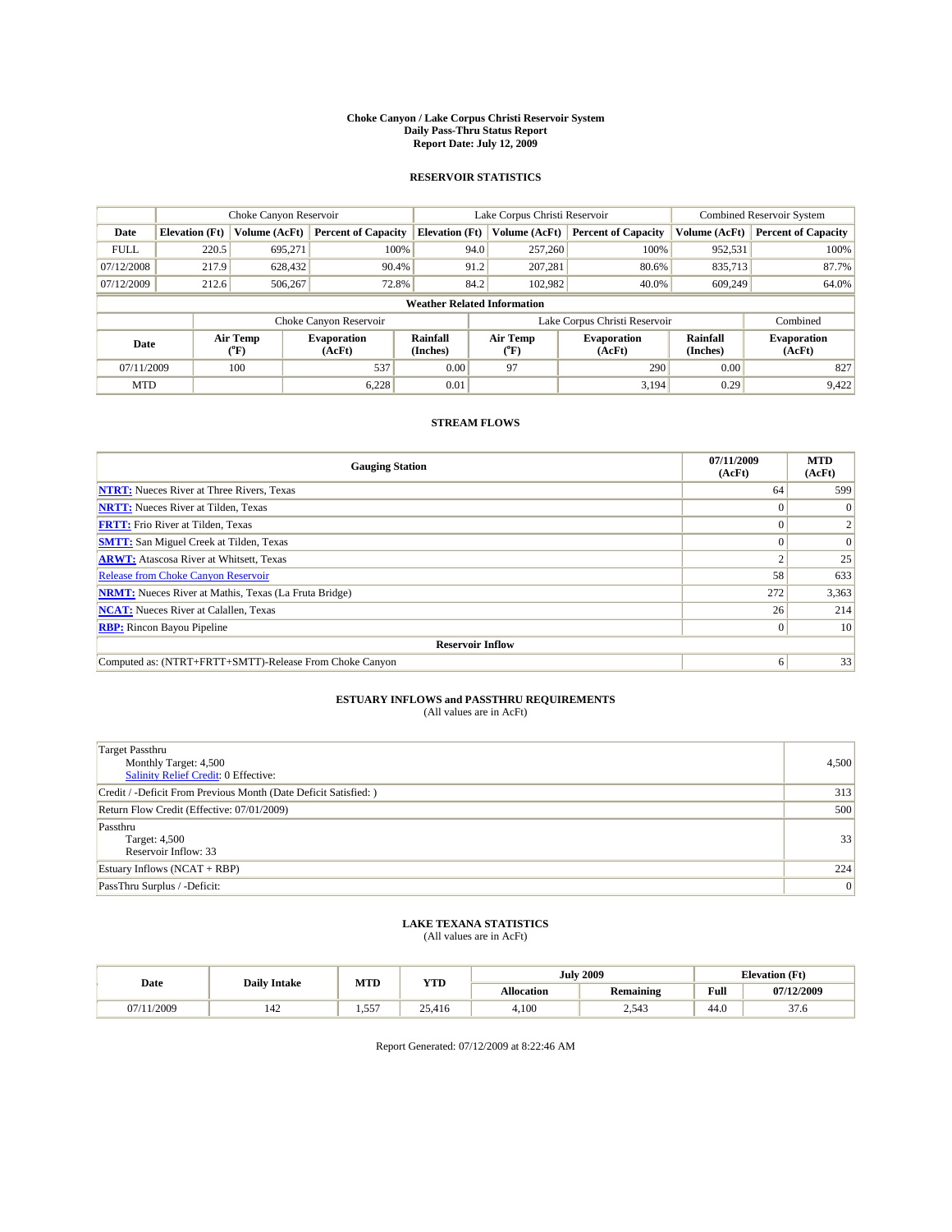# Choke Canyon / Lake Corpus Christi Reservoir System
## Daily Pass-Thru Status Report
### Report Date: July 12, 2009

## RESERVOIR STATISTICS

| | Choke Canyon Reservoir | | | Lake Corpus Christi Reservoir | | | Combined Reservoir System | |
|---|---|---|---|---|---|---|---|---|
| Date | Elevation (Ft) | Volume (AcFt) | Percent of Capacity | Elevation (Ft) | Volume (AcFt) | Percent of Capacity | Volume (AcFt) | Percent of Capacity |
| FULL | 220.5 | 695,271 | 100% | 94.0 | 257,260 | 100% | 952,531 | 100% |
| 07/12/2008 | 217.9 | 628,432 | 90.4% | 91.2 | 207,281 | 80.6% | 835,713 | 87.7% |
| 07/12/2009 | 212.6 | 506,267 | 72.8% | 84.2 | 102,982 | 40.0% | 609,249 | 64.0% |

**Weather Related Information**

| | Choke Canyon Reservoir | | | Lake Corpus Christi Reservoir | | | Combined |
|---|---|---|---|---|---|---|---|
| Date | Air Temp (°F) | Evaporation (AcFt) | Rainfall (Inches) | Air Temp (°F) | Evaporation (AcFt) | Rainfall (Inches) | Evaporation (AcFt) |
| 07/11/2009 | 100 | 537 | 0.00 | 97 | 290 | 0.00 | 827 |
| MTD | | 6,228 | 0.01 | | 3,194 | 0.29 | 9,422 |

## STREAM FLOWS

| Gauging Station | 07/11/2009 (AcFt) | MTD (AcFt) |
|---|---|---|
| NTRT: Nueces River at Three Rivers, Texas | 64 | 599 |
| NRTT: Nueces River at Tilden, Texas | 0 | 0 |
| FRTT: Frio River at Tilden, Texas | 0 | 2 |
| SMTT: San Miguel Creek at Tilden, Texas | 0 | 0 |
| ARWT: Atascosa River at Whitsett, Texas | 2 | 25 |
| Release from Choke Canyon Reservoir | 58 | 633 |
| NRMT: Nueces River at Mathis, Texas (La Fruta Bridge) | 272 | 3,363 |
| NCAT: Nueces River at Calallen, Texas | 26 | 214 |
| RBP: Rincon Bayou Pipeline | 0 | 10 |
| **Reservoir Inflow** | | |
| Computed as: (NTRT+FRTT+SMTT)-Release From Choke Canyon | 6 | 33 |

## ESTUARY INFLOWS and PASSTHRU REQUIREMENTS
(All values are in AcFt)

| | |
|---|---|
| Target Passthru<br>Monthly Target: 4,500<br>Salinity Relief Credit: 0 Effective: | 4,500 |
| Credit / -Deficit From Previous Month (Date Deficit Satisfied: ) | 313 |
| Return Flow Credit (Effective: 07/01/2009) | 500 |
| Passthru<br>Target: 4,500<br>Reservoir Inflow: 33 | 33 |
| Estuary Inflows (NCAT + RBP) | 224 |
| PassThru Surplus / -Deficit: | 0 |

## LAKE TEXANA STATISTICS
(All values are in AcFt)

| Date | Daily Intake | MTD | YTD | July 2009 | | Elevation (Ft) | |
|---|---|---|---|---|---|---|---|
| | | | | Allocation | Remaining | Full | 07/12/2009 |
| 07/11/2009 | 142 | 1,557 | 25,416 | 4,100 | 2,543 | 44.0 | 37.6 |

Report Generated: 07/12/2009 at 8:22:46 AM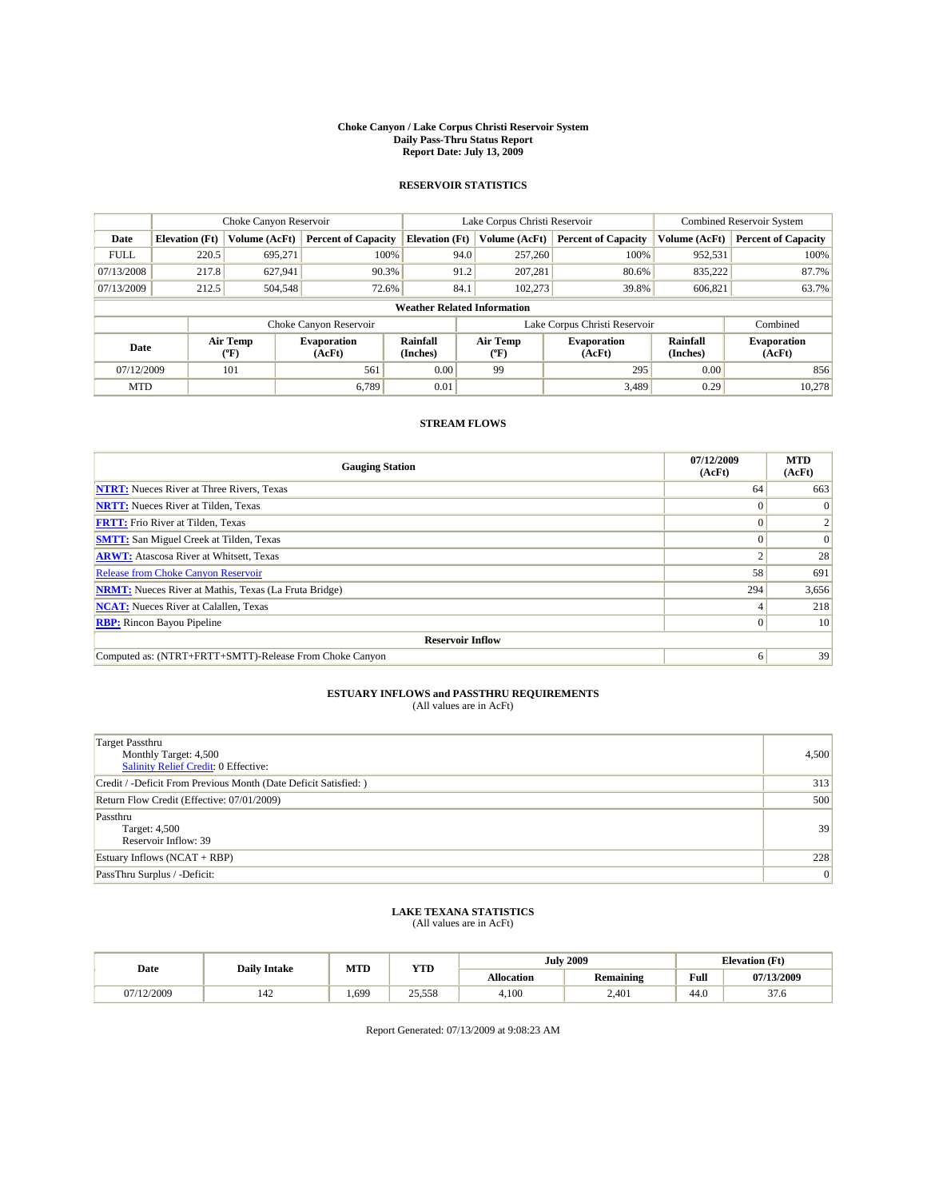**Choke Canyon / Lake Corpus Christi Reservoir System**
**Daily Pass-Thru Status Report**
**Report Date: July 13, 2009**

## RESERVOIR STATISTICS

| | Choke Canyon Reservoir | | | Lake Corpus Christi Reservoir | | | Combined Reservoir System | |
|---|---|---|---|---|---|---|---|---|
| **Date** | **Elevation (Ft)** | **Volume (AcFt)** | **Percent of Capacity** | **Elevation (Ft)** | **Volume (AcFt)** | **Percent of Capacity** | **Volume (AcFt)** | **Percent of Capacity** |
| FULL | 220.5 | 695,271 | 100% | 94.0 | 257,260 | 100% | 952,531 | 100% |
| 07/13/2008 | 217.8 | 627,941 | 90.3% | 91.2 | 207,281 | 80.6% | 835,222 | 87.7% |
| 07/13/2009 | 212.5 | 504,548 | 72.6% | 84.1 | 102,273 | 39.8% | 606,821 | 63.7% |

**Weather Related Information**

| | Choke Canyon Reservoir | | | Lake Corpus Christi Reservoir | | | Combined |
|---|---|---|---|---|---|---|---|
| **Date** | **Air Temp (°F)** | **Evaporation (AcFt)** | **Rainfall (Inches)** | **Air Temp (°F)** | **Evaporation (AcFt)** | **Rainfall (Inches)** | **Evaporation (AcFt)** |
| 07/12/2009 | 101 | 561 | 0.00 | 99 | 295 | 0.00 | 856 |
| MTD | | 6,789 | 0.01 | | 3,489 | 0.29 | 10,278 |

## STREAM FLOWS

| Gauging Station | 07/12/2009 (AcFt) | MTD (AcFt) |
|---|---|---|
| **NTRT:** Nueces River at Three Rivers, Texas | 64 | 663 |
| **NRTT:** Nueces River at Tilden, Texas | 0 | 0 |
| **FRTT:** Frio River at Tilden, Texas | 0 | 2 |
| **SMTT:** San Miguel Creek at Tilden, Texas | 0 | 0 |
| **ARWT:** Atascosa River at Whitsett, Texas | 2 | 28 |
| Release from Choke Canyon Reservoir | 58 | 691 |
| **NRMT:** Nueces River at Mathis, Texas (La Fruta Bridge) | 294 | 3,656 |
| **NCAT:** Nueces River at Calallen, Texas | 4 | 218 |
| **RBP:** Rincon Bayou Pipeline | 0 | 10 |
| **Reservoir Inflow** | | |
| Computed as: (NTRT+FRTT+SMTT)-Release From Choke Canyon | 6 | 39 |

## ESTUARY INFLOWS and PASSTHRU REQUIREMENTS
(All values are in AcFt)

| | |
|---|---|
| Target Passthru<br>Monthly Target: 4,500<br>Salinity Relief Credit: 0 Effective: | 4,500 |
| Credit / -Deficit From Previous Month (Date Deficit Satisfied: ) | 313 |
| Return Flow Credit (Effective: 07/01/2009) | 500 |
| Passthru<br>Target: 4,500<br>Reservoir Inflow: 39 | 39 |
| Estuary Inflows (NCAT + RBP) | 228 |
| PassThru Surplus / -Deficit: | 0 |

## LAKE TEXANA STATISTICS
(All values are in AcFt)

| Date | Daily Intake | MTD | YTD | July 2009 | | Elevation (Ft) | |
|---|---|---|---|---|---|---|---|
| | | | | **Allocation** | **Remaining** | **Full** | **07/13/2009** |
| 07/12/2009 | 142 | 1,699 | 25,558 | 4,100 | 2,401 | 44.0 | 37.6 |

Report Generated: 07/13/2009 at 9:08:23 AM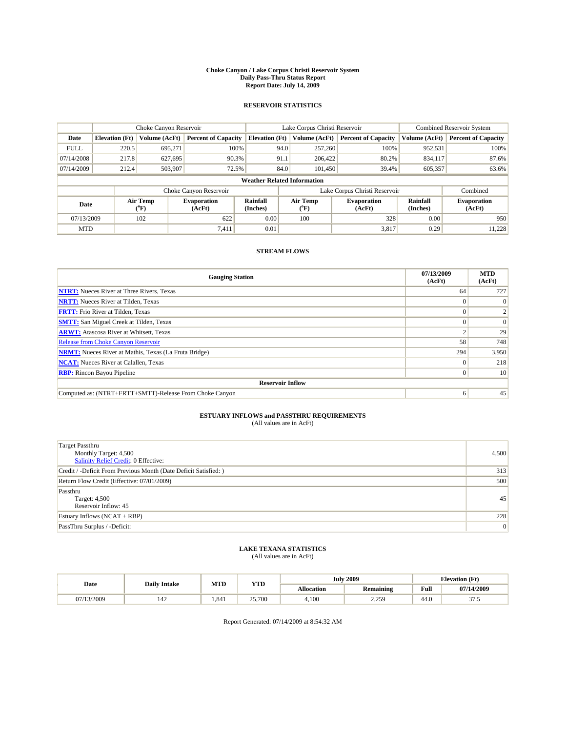# Choke Canyon / Lake Corpus Christi Reservoir System
## Daily Pass-Thru Status Report
### Report Date: July 14, 2009

## RESERVOIR STATISTICS

| | Choke Canyon Reservoir | | | Lake Corpus Christi Reservoir | | | Combined Reservoir System | |
|---|---|---|---|---|---|---|---|---|
| Date | Elevation (Ft) | Volume (AcFt) | Percent of Capacity | Elevation (Ft) | Volume (AcFt) | Percent of Capacity | Volume (AcFt) | Percent of Capacity |
| FULL | 220.5 | 695,271 | 100% | 94.0 | 257,260 | 100% | 952,531 | 100% |
| 07/14/2008 | 217.8 | 627,695 | 90.3% | 91.1 | 206,422 | 80.2% | 834,117 | 87.6% |
| 07/14/2009 | 212.4 | 503,907 | 72.5% | 84.0 | 101,450 | 39.4% | 605,357 | 63.6% |

**Weather Related Information**

| | Choke Canyon Reservoir | | | Lake Corpus Christi Reservoir | | | Combined |
|---|---|---|---|---|---|---|---|
| Date | Air Temp (°F) | Evaporation (AcFt) | Rainfall (Inches) | Air Temp (°F) | Evaporation (AcFt) | Rainfall (Inches) | Evaporation (AcFt) |
| 07/13/2009 | 102 | 622 | 0.00 | 100 | 328 | 0.00 | 950 |
| MTD | | 7,411 | 0.01 | | 3,817 | 0.29 | 11,228 |

## STREAM FLOWS

| Gauging Station | 07/13/2009 (AcFt) | MTD (AcFt) |
|---|---|---|
| NTRT: Nueces River at Three Rivers, Texas | 64 | 727 |
| NRTT: Nueces River at Tilden, Texas | 0 | 0 |
| FRTT: Frio River at Tilden, Texas | 0 | 2 |
| SMTT: San Miguel Creek at Tilden, Texas | 0 | 0 |
| ARWT: Atascosa River at Whitsett, Texas | 2 | 29 |
| Release from Choke Canyon Reservoir | 58 | 748 |
| NRMT: Nueces River at Mathis, Texas (La Fruta Bridge) | 294 | 3,950 |
| NCAT: Nueces River at Calallen, Texas | 0 | 218 |
| RBP: Rincon Bayou Pipeline | 0 | 10 |
| **Reservoir Inflow** | | |
| Computed as: (NTRT+FRTT+SMTT)-Release From Choke Canyon | 6 | 45 |

## ESTUARY INFLOWS and PASSTHRU REQUIREMENTS
(All values are in AcFt)

| | |
|---|---|
| Target Passthru<br>Monthly Target: 4,500<br>Salinity Relief Credit: 0 Effective: | 4,500 |
| Credit / -Deficit From Previous Month (Date Deficit Satisfied: ) | 313 |
| Return Flow Credit (Effective: 07/01/2009) | 500 |
| Passthru<br>Target: 4,500<br>Reservoir Inflow: 45 | 45 |
| Estuary Inflows (NCAT + RBP) | 228 |
| PassThru Surplus / -Deficit: | 0 |

## LAKE TEXANA STATISTICS
(All values are in AcFt)

| Date | Daily Intake | MTD | YTD | July 2009 | | Elevation (Ft) | |
|---|---|---|---|---|---|---|---|
| | | | | Allocation | Remaining | Full | 07/14/2009 |
| 07/13/2009 | 142 | 1,841 | 25,700 | 4,100 | 2,259 | 44.0 | 37.5 |

Report Generated: 07/14/2009 at 8:54:32 AM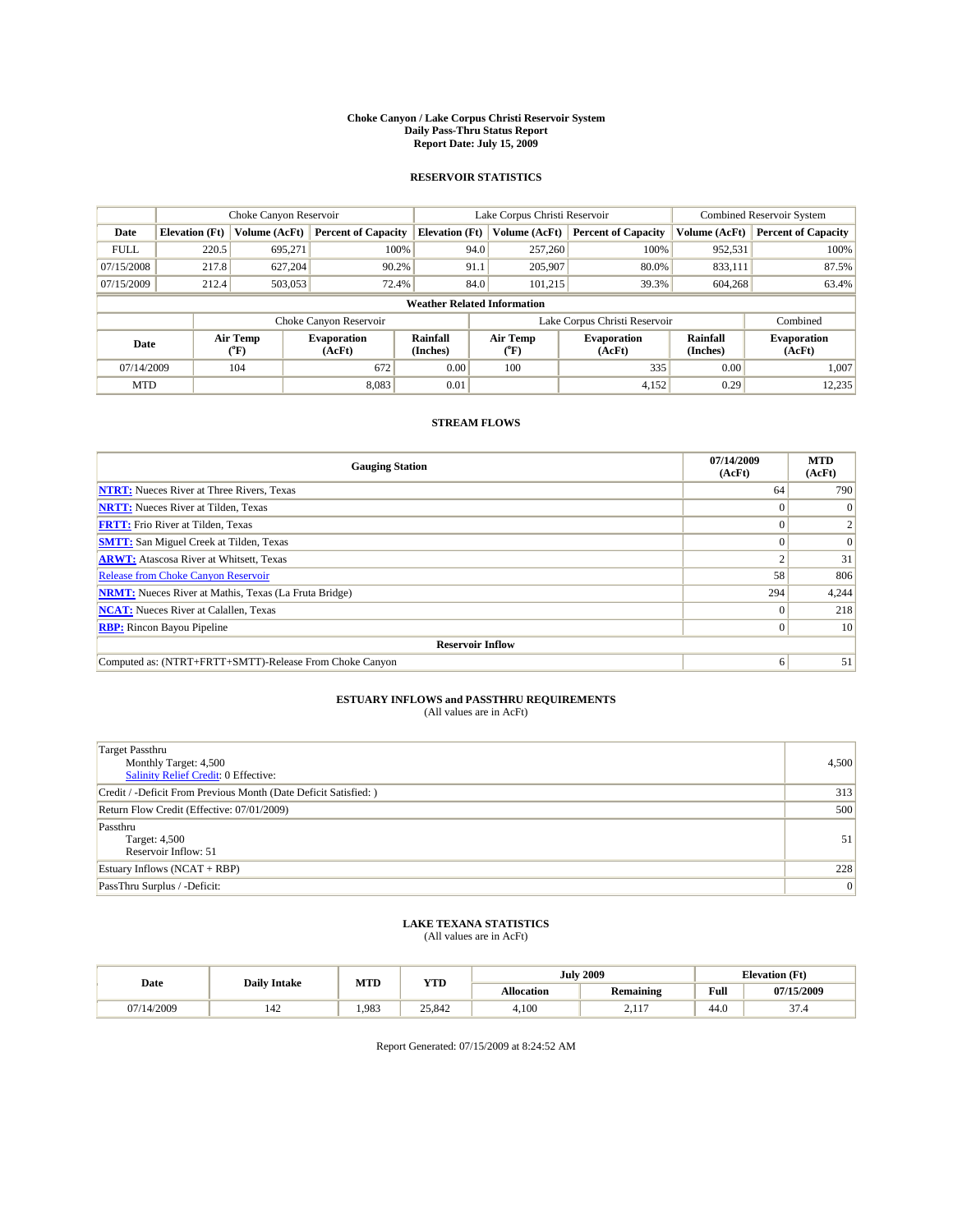# Choke Canyon / Lake Corpus Christi Reservoir System
## Daily Pass-Thru Status Report
## Report Date: July 15, 2009

### RESERVOIR STATISTICS

| | Choke Canyon Reservoir | | | Lake Corpus Christi Reservoir | | | Combined Reservoir System | |
|---|---|---|---|---|---|---|---|---|
| Date | Elevation (Ft) | Volume (AcFt) | Percent of Capacity | Elevation (Ft) | Volume (AcFt) | Percent of Capacity | Volume (AcFt) | Percent of Capacity |
| FULL | 220.5 | 695,271 | 100% | 94.0 | 257,260 | 100% | 952,531 | 100% |
| 07/15/2008 | 217.8 | 627,204 | 90.2% | 91.1 | 205,907 | 80.0% | 833,111 | 87.5% |
| 07/15/2009 | 212.4 | 503,053 | 72.4% | 84.0 | 101,215 | 39.3% | 604,268 | 63.4% |

**Weather Related Information**

| | Choke Canyon Reservoir | | | Lake Corpus Christi Reservoir | | | Combined |
|---|---|---|---|---|---|---|---|
| Date | Air Temp (°F) | Evaporation (AcFt) | Rainfall (Inches) | Air Temp (°F) | Evaporation (AcFt) | Rainfall (Inches) | Evaporation (AcFt) |
| 07/14/2009 | 104 | 672 | 0.00 | 100 | 335 | 0.00 | 1,007 |
| MTD | | 8,083 | 0.01 | | 4,152 | 0.29 | 12,235 |

### STREAM FLOWS

| Gauging Station | 07/14/2009 (AcFt) | MTD (AcFt) |
|---|---|---|
| NTRT: Nueces River at Three Rivers, Texas | 64 | 790 |
| NRTT: Nueces River at Tilden, Texas | 0 | 0 |
| FRTT: Frio River at Tilden, Texas | 0 | 2 |
| SMTT: San Miguel Creek at Tilden, Texas | 0 | 0 |
| ARWT: Atascosa River at Whitsett, Texas | 2 | 31 |
| Release from Choke Canyon Reservoir | 58 | 806 |
| NRMT: Nueces River at Mathis, Texas (La Fruta Bridge) | 294 | 4,244 |
| NCAT: Nueces River at Calallen, Texas | 0 | 218 |
| RBP: Rincon Bayou Pipeline | 0 | 10 |
| **Reservoir Inflow** | | |
| Computed as: (NTRT+FRTT+SMTT)-Release From Choke Canyon | 6 | 51 |

### ESTUARY INFLOWS and PASSTHRU REQUIREMENTS
(All values are in AcFt)

| | |
|---|---|
| Target Passthru<br>Monthly Target: 4,500<br>Salinity Relief Credit: 0 Effective: | 4,500 |
| Credit / -Deficit From Previous Month (Date Deficit Satisfied: ) | 313 |
| Return Flow Credit (Effective: 07/01/2009) | 500 |
| Passthru<br>Target: 4,500<br>Reservoir Inflow: 51 | 51 |
| Estuary Inflows (NCAT + RBP) | 228 |
| PassThru Surplus / -Deficit: | 0 |

### LAKE TEXANA STATISTICS
(All values are in AcFt)

| Date | Daily Intake | MTD | YTD | July 2009 | | Elevation (Ft) | |
|---|---|---|---|---|---|---|---|
| | | | | Allocation | Remaining | Full | 07/15/2009 |
| 07/14/2009 | 142 | 1,983 | 25,842 | 4,100 | 2,117 | 44.0 | 37.4 |

Report Generated: 07/15/2009 at 8:24:52 AM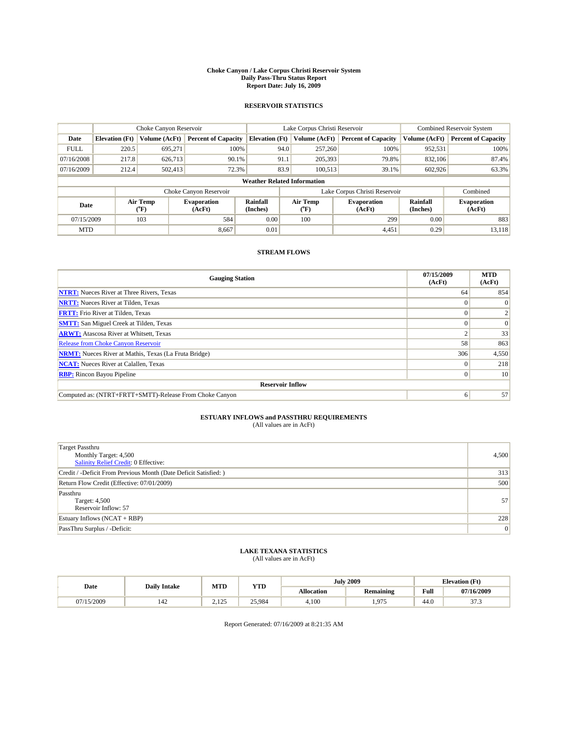# Choke Canyon / Lake Corpus Christi Reservoir System
## Daily Pass-Thru Status Report
## Report Date: July 16, 2009

### RESERVOIR STATISTICS

| | Choke Canyon Reservoir | | | Lake Corpus Christi Reservoir | | | Combined Reservoir System | |
|---|---|---|---|---|---|---|---|---|
| Date | Elevation (Ft) | Volume (AcFt) | Percent of Capacity | Elevation (Ft) | Volume (AcFt) | Percent of Capacity | Volume (AcFt) | Percent of Capacity |
| FULL | 220.5 | 695,271 | 100% | 94.0 | 257,260 | 100% | 952,531 | 100% |
| 07/16/2008 | 217.8 | 626,713 | 90.1% | 91.1 | 205,393 | 79.8% | 832,106 | 87.4% |
| 07/16/2009 | 212.4 | 502,413 | 72.3% | 83.9 | 100,513 | 39.1% | 602,926 | 63.3% |

**Weather Related Information**

| | Choke Canyon Reservoir | | | Lake Corpus Christi Reservoir | | | Combined |
|---|---|---|---|---|---|---|---|
| Date | Air Temp (°F) | Evaporation (AcFt) | Rainfall (Inches) | Air Temp (°F) | Evaporation (AcFt) | Rainfall (Inches) | Evaporation (AcFt) |
| 07/15/2009 | 103 | 584 | 0.00 | 100 | 299 | 0.00 | 883 |
| MTD | | 8,667 | 0.01 | | 4,451 | 0.29 | 13,118 |

### STREAM FLOWS

| Gauging Station | 07/15/2009 (AcFt) | MTD (AcFt) |
|---|---|---|
| NTRT: Nueces River at Three Rivers, Texas | 64 | 854 |
| NRTT: Nueces River at Tilden, Texas | 0 | 0 |
| FRTT: Frio River at Tilden, Texas | 0 | 2 |
| SMTT: San Miguel Creek at Tilden, Texas | 0 | 0 |
| ARWT: Atascosa River at Whitsett, Texas | 2 | 33 |
| Release from Choke Canyon Reservoir | 58 | 863 |
| NRMT: Nueces River at Mathis, Texas (La Fruta Bridge) | 306 | 4,550 |
| NCAT: Nueces River at Calallen, Texas | 0 | 218 |
| RBP: Rincon Bayou Pipeline | 0 | 10 |
| **Reservoir Inflow** | | |
| Computed as: (NTRT+FRTT+SMTT)-Release From Choke Canyon | 6 | 57 |

### ESTUARY INFLOWS and PASSTHRU REQUIREMENTS
(All values are in AcFt)

| | |
|---|---|
| Target Passthru<br>Monthly Target: 4,500<br>Salinity Relief Credit: 0 Effective: | 4,500 |
| Credit / -Deficit From Previous Month (Date Deficit Satisfied: ) | 313 |
| Return Flow Credit (Effective: 07/01/2009) | 500 |
| Passthru<br>Target: 4,500<br>Reservoir Inflow: 57 | 57 |
| Estuary Inflows (NCAT + RBP) | 228 |
| PassThru Surplus / -Deficit: | 0 |

### LAKE TEXANA STATISTICS
(All values are in AcFt)

| Date | Daily Intake | MTD | YTD | July 2009 | | Elevation (Ft) | |
|---|---|---|---|---|---|---|---|
| | | | | Allocation | Remaining | Full | 07/16/2009 |
| 07/15/2009 | 142 | 2,125 | 25,984 | 4,100 | 1,975 | 44.0 | 37.3 |

Report Generated: 07/16/2009 at 8:21:35 AM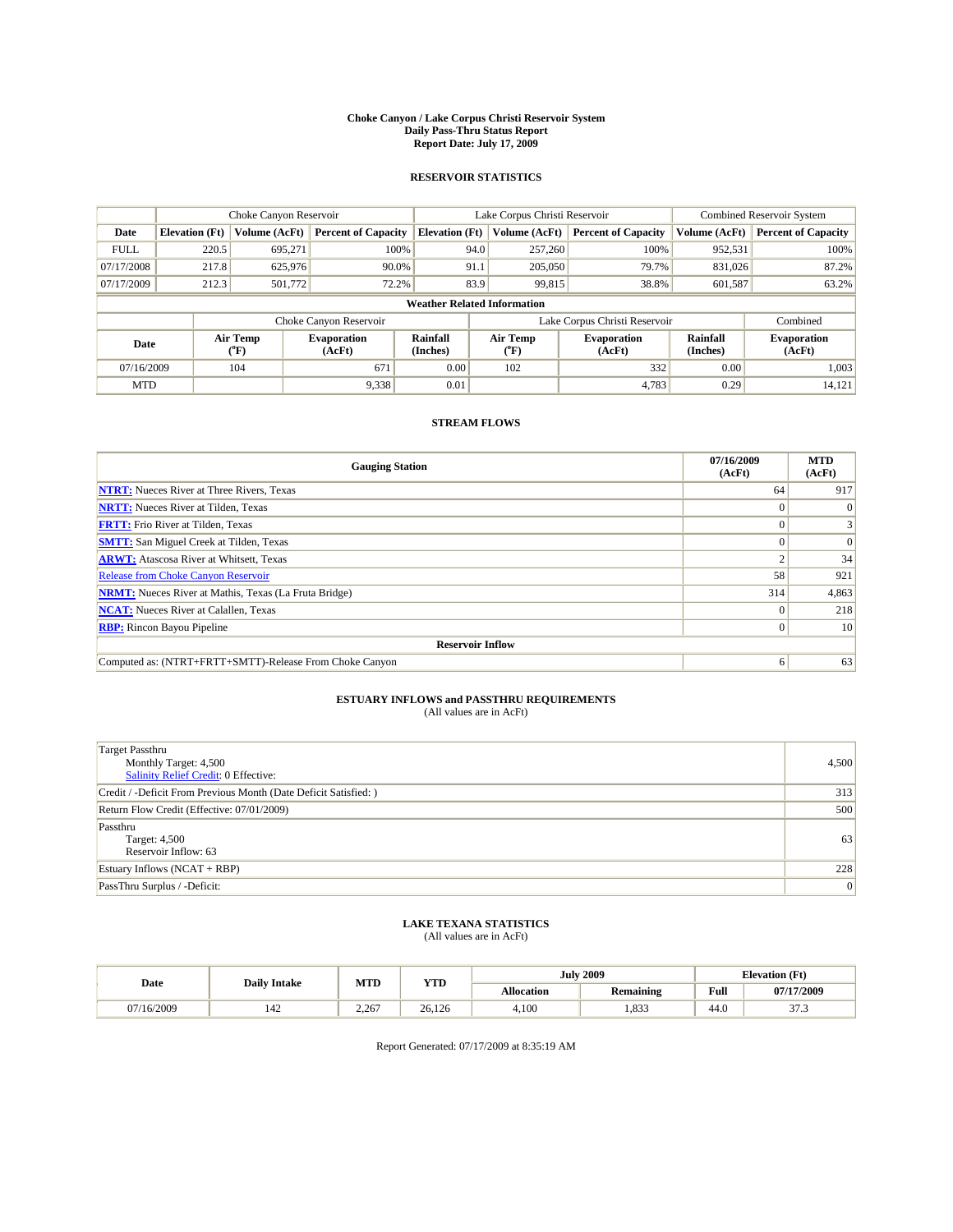# Choke Canyon / Lake Corpus Christi Reservoir System
## Daily Pass-Thru Status Report
## Report Date: July 17, 2009

### RESERVOIR STATISTICS

| | Choke Canyon Reservoir | | | Lake Corpus Christi Reservoir | | | Combined Reservoir System | |
|---|---|---|---|---|---|---|---|---|
| Date | Elevation (Ft) | Volume (AcFt) | Percent of Capacity | Elevation (Ft) | Volume (AcFt) | Percent of Capacity | Volume (AcFt) | Percent of Capacity |
| FULL | 220.5 | 695,271 | 100% | 94.0 | 257,260 | 100% | 952,531 | 100% |
| 07/17/2008 | 217.8 | 625,976 | 90.0% | 91.1 | 205,050 | 79.7% | 831,026 | 87.2% |
| 07/17/2009 | 212.3 | 501,772 | 72.2% | 83.9 | 99,815 | 38.8% | 601,587 | 63.2% |

**Weather Related Information**

| | Choke Canyon Reservoir | | | Lake Corpus Christi Reservoir | | | Combined |
|---|---|---|---|---|---|---|---|
| Date | Air Temp (°F) | Evaporation (AcFt) | Rainfall (Inches) | Air Temp (°F) | Evaporation (AcFt) | Rainfall (Inches) | Evaporation (AcFt) |
| 07/16/2009 | 104 | 671 | 0.00 | 102 | 332 | 0.00 | 1,003 |
| MTD | | 9,338 | 0.01 | | 4,783 | 0.29 | 14,121 |

### STREAM FLOWS

| Gauging Station | 07/16/2009 (AcFt) | MTD (AcFt) |
|---|---|---|
| NTRT: Nueces River at Three Rivers, Texas | 64 | 917 |
| NRTT: Nueces River at Tilden, Texas | 0 | 0 |
| FRTT: Frio River at Tilden, Texas | 0 | 3 |
| SMTT: San Miguel Creek at Tilden, Texas | 0 | 0 |
| ARWT: Atascosa River at Whitsett, Texas | 2 | 34 |
| Release from Choke Canyon Reservoir | 58 | 921 |
| NRMT: Nueces River at Mathis, Texas (La Fruta Bridge) | 314 | 4,863 |
| NCAT: Nueces River at Calallen, Texas | 0 | 218 |
| RBP: Rincon Bayou Pipeline | 0 | 10 |
| **Reservoir Inflow** | | |
| Computed as: (NTRT+FRTT+SMTT)-Release From Choke Canyon | 6 | 63 |

### ESTUARY INFLOWS and PASSTHRU REQUIREMENTS
(All values are in AcFt)

| | |
|---|---|
| Target Passthru<br>Monthly Target: 4,500<br>Salinity Relief Credit: 0 Effective: | 4,500 |
| Credit / -Deficit From Previous Month (Date Deficit Satisfied: ) | 313 |
| Return Flow Credit (Effective: 07/01/2009) | 500 |
| Passthru<br>Target: 4,500<br>Reservoir Inflow: 63 | 63 |
| Estuary Inflows (NCAT + RBP) | 228 |
| PassThru Surplus / -Deficit: | 0 |

### LAKE TEXANA STATISTICS
(All values are in AcFt)

| Date | Daily Intake | MTD | YTD | July 2009 | | Elevation (Ft) | |
|---|---|---|---|---|---|---|---|
| | | | | Allocation | Remaining | Full | 07/17/2009 |
| 07/16/2009 | 142 | 2,267 | 26,126 | 4,100 | 1,833 | 44.0 | 37.3 |

Report Generated: 07/17/2009 at 8:35:19 AM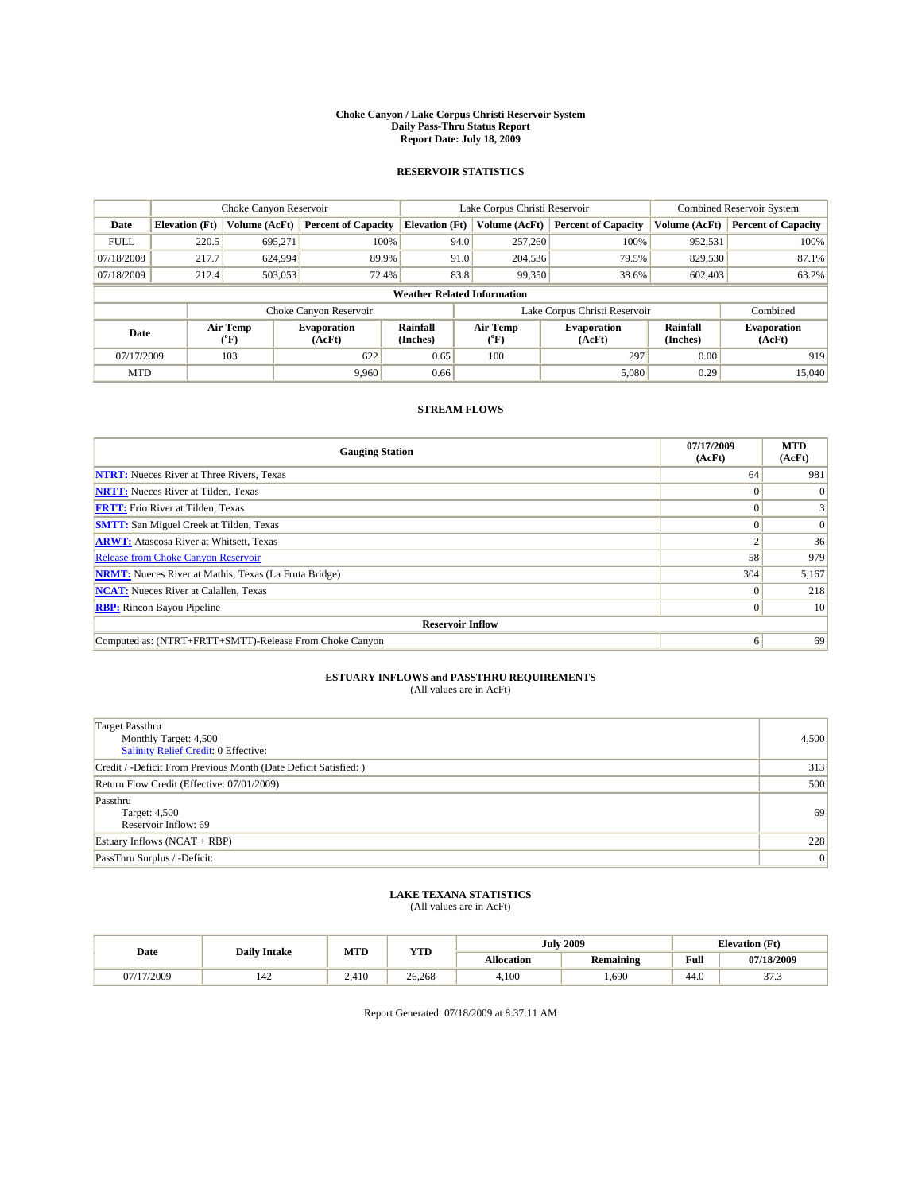# Choke Canyon / Lake Corpus Christi Reservoir System
## Daily Pass-Thru Status Report
## Report Date: July 18, 2009

### RESERVOIR STATISTICS

| | Choke Canyon Reservoir | | | Lake Corpus Christi Reservoir | | | Combined Reservoir System | |
|---|---|---|---|---|---|---|---|---|
| Date | Elevation (Ft) | Volume (AcFt) | Percent of Capacity | Elevation (Ft) | Volume (AcFt) | Percent of Capacity | Volume (AcFt) | Percent of Capacity |
| FULL | 220.5 | 695,271 | 100% | 94.0 | 257,260 | 100% | 952,531 | 100% |
| 07/18/2008 | 217.7 | 624,994 | 89.9% | 91.0 | 204,536 | 79.5% | 829,530 | 87.1% |
| 07/18/2009 | 212.4 | 503,053 | 72.4% | 83.8 | 99,350 | 38.6% | 602,403 | 63.2% |

**Weather Related Information**

| | Choke Canyon Reservoir | | | Lake Corpus Christi Reservoir | | | Combined |
|---|---|---|---|---|---|---|---|
| Date | Air Temp (°F) | Evaporation (AcFt) | Rainfall (Inches) | Air Temp (°F) | Evaporation (AcFt) | Rainfall (Inches) | Evaporation (AcFt) |
| 07/17/2009 | 103 | 622 | 0.65 | 100 | 297 | 0.00 | 919 |
| MTD | | 9,960 | 0.66 | | 5,080 | 0.29 | 15,040 |

### STREAM FLOWS

| Gauging Station | 07/17/2009 (AcFt) | MTD (AcFt) |
|---|---|---|
| **NTRT:** Nueces River at Three Rivers, Texas | 64 | 981 |
| **NRTT:** Nueces River at Tilden, Texas | 0 | 0 |
| **FRTT:** Frio River at Tilden, Texas | 0 | 3 |
| **SMTT:** San Miguel Creek at Tilden, Texas | 0 | 0 |
| **ARWT:** Atascosa River at Whitsett, Texas | 2 | 36 |
| Release from Choke Canyon Reservoir | 58 | 979 |
| **NRMT:** Nueces River at Mathis, Texas (La Fruta Bridge) | 304 | 5,167 |
| **NCAT:** Nueces River at Calallen, Texas | 0 | 218 |
| **RBP:** Rincon Bayou Pipeline | 0 | 10 |
| **Reservoir Inflow** | | |
| Computed as: (NTRT+FRTT+SMTT)-Release From Choke Canyon | 6 | 69 |

### ESTUARY INFLOWS and PASSTHRU REQUIREMENTS
(All values are in AcFt)

| | |
|---|---|
| Target Passthru<br>Monthly Target: 4,500<br>Salinity Relief Credit: 0 Effective: | 4,500 |
| Credit / -Deficit From Previous Month (Date Deficit Satisfied: ) | 313 |
| Return Flow Credit (Effective: 07/01/2009) | 500 |
| Passthru<br>Target: 4,500<br>Reservoir Inflow: 69 | 69 |
| Estuary Inflows (NCAT + RBP) | 228 |
| PassThru Surplus / -Deficit: | 0 |

### LAKE TEXANA STATISTICS
(All values are in AcFt)

| Date | Daily Intake | MTD | YTD | July 2009 | | Elevation (Ft) | |
|---|---|---|---|---|---|---|---|
| | | | | Allocation | Remaining | Full | 07/18/2009 |
| 07/17/2009 | 142 | 2,410 | 26,268 | 4,100 | 1,690 | 44.0 | 37.3 |

Report Generated: 07/18/2009 at 8:37:11 AM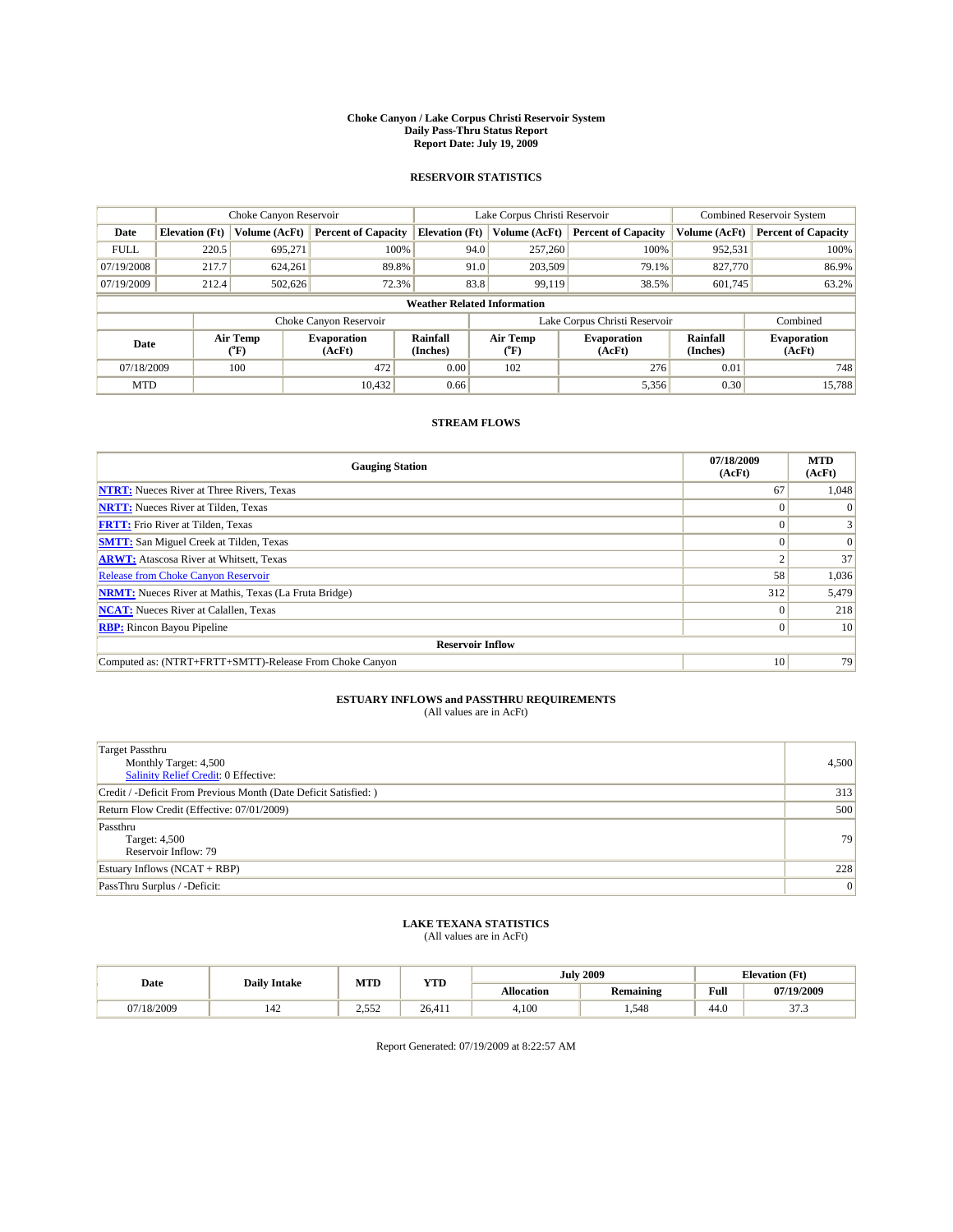# Choke Canyon / Lake Corpus Christi Reservoir System
## Daily Pass-Thru Status Report
## Report Date: July 19, 2009

### RESERVOIR STATISTICS

| | Choke Canyon Reservoir | | | Lake Corpus Christi Reservoir | | | Combined Reservoir System | |
|---|---|---|---|---|---|---|---|---|
| Date | Elevation (Ft) | Volume (AcFt) | Percent of Capacity | Elevation (Ft) | Volume (AcFt) | Percent of Capacity | Volume (AcFt) | Percent of Capacity |
| FULL | 220.5 | 695,271 | 100% | 94.0 | 257,260 | 100% | 952,531 | 100% |
| 07/19/2008 | 217.7 | 624,261 | 89.8% | 91.0 | 203,509 | 79.1% | 827,770 | 86.9% |
| 07/19/2009 | 212.4 | 502,626 | 72.3% | 83.8 | 99,119 | 38.5% | 601,745 | 63.2% |

**Weather Related Information**

| | Choke Canyon Reservoir | | | Lake Corpus Christi Reservoir | | | Combined |
|---|---|---|---|---|---|---|---|
| Date | Air Temp (°F) | Evaporation (AcFt) | Rainfall (Inches) | Air Temp (°F) | Evaporation (AcFt) | Rainfall (Inches) | Evaporation (AcFt) |
| 07/18/2009 | 100 | 472 | 0.00 | 102 | 276 | 0.01 | 748 |
| MTD | | 10,432 | 0.66 | | 5,356 | 0.30 | 15,788 |

### STREAM FLOWS

| Gauging Station | 07/18/2009 (AcFt) | MTD (AcFt) |
|---|---|---|
| NTRT: Nueces River at Three Rivers, Texas | 67 | 1,048 |
| NRTT: Nueces River at Tilden, Texas | 0 | 0 |
| FRTT: Frio River at Tilden, Texas | 0 | 3 |
| SMTT: San Miguel Creek at Tilden, Texas | 0 | 0 |
| ARWT: Atascosa River at Whitsett, Texas | 2 | 37 |
| Release from Choke Canyon Reservoir | 58 | 1,036 |
| NRMT: Nueces River at Mathis, Texas (La Fruta Bridge) | 312 | 5,479 |
| NCAT: Nueces River at Calallen, Texas | 0 | 218 |
| RBP: Rincon Bayou Pipeline | 0 | 10 |
| **Reservoir Inflow** | | |
| Computed as: (NTRT+FRTT+SMTT)-Release From Choke Canyon | 10 | 79 |

### ESTUARY INFLOWS and PASSTHRU REQUIREMENTS
(All values are in AcFt)

| | |
|---|---|
| Target Passthru<br>Monthly Target: 4,500<br>Salinity Relief Credit: 0 Effective: | 4,500 |
| Credit / -Deficit From Previous Month (Date Deficit Satisfied: ) | 313 |
| Return Flow Credit (Effective: 07/01/2009) | 500 |
| Passthru<br>Target: 4,500<br>Reservoir Inflow: 79 | 79 |
| Estuary Inflows (NCAT + RBP) | 228 |
| PassThru Surplus / -Deficit: | 0 |

### LAKE TEXANA STATISTICS
(All values are in AcFt)

| Date | Daily Intake | MTD | YTD | July 2009 | | Elevation (Ft) | |
|---|---|---|---|---|---|---|---|
| | | | | Allocation | Remaining | Full | 07/19/2009 |
| 07/18/2009 | 142 | 2,552 | 26,411 | 4,100 | 1,548 | 44.0 | 37.3 |

Report Generated: 07/19/2009 at 8:22:57 AM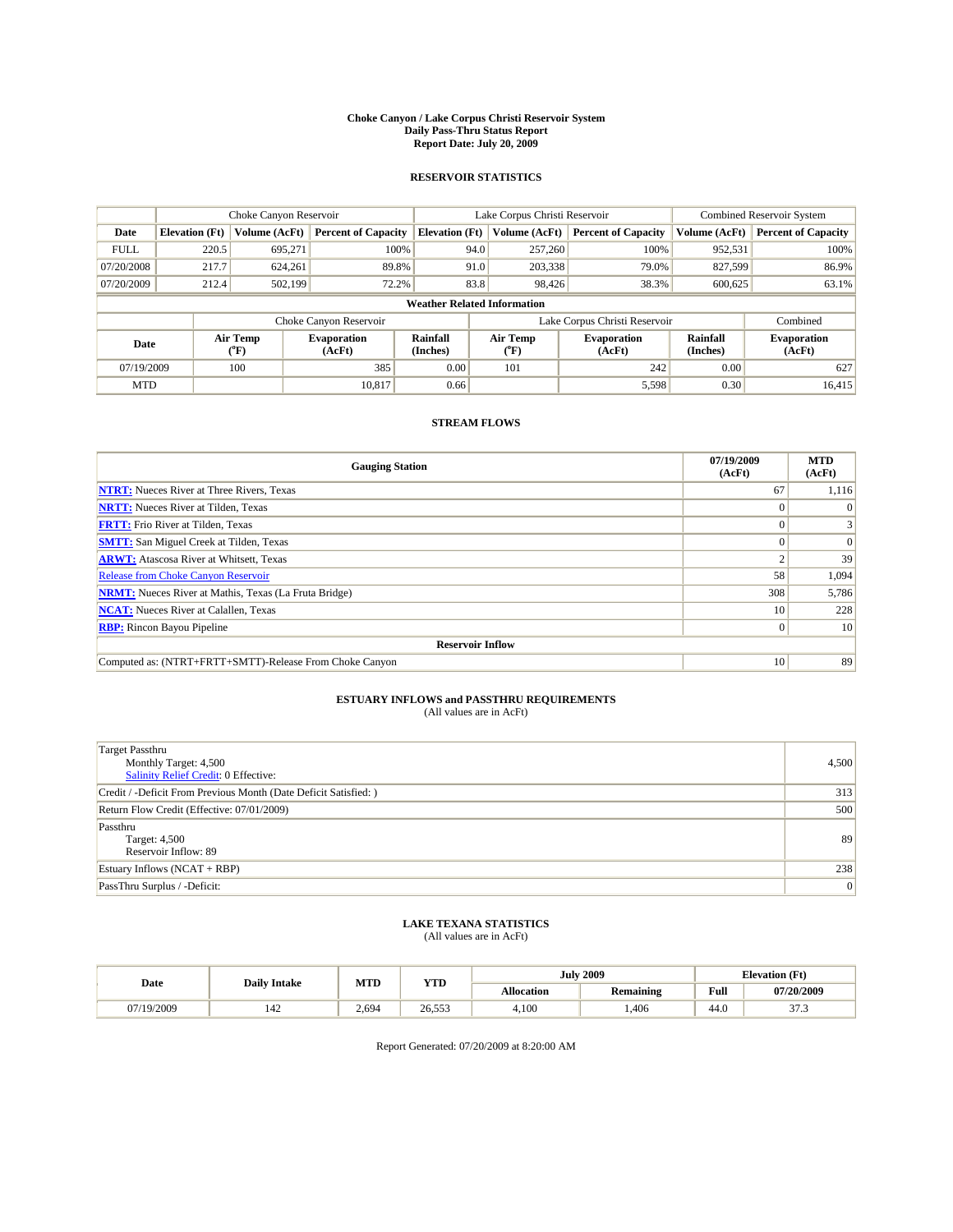# Choke Canyon / Lake Corpus Christi Reservoir System
## Daily Pass-Thru Status Report
## Report Date: July 20, 2009

### RESERVOIR STATISTICS

| | Choke Canyon Reservoir | | | Lake Corpus Christi Reservoir | | | Combined Reservoir System | |
|---|---|---|---|---|---|---|---|---|
| Date | Elevation (Ft) | Volume (AcFt) | Percent of Capacity | Elevation (Ft) | Volume (AcFt) | Percent of Capacity | Volume (AcFt) | Percent of Capacity |
| FULL | 220.5 | 695,271 | 100% | 94.0 | 257,260 | 100% | 952,531 | 100% |
| 07/20/2008 | 217.7 | 624,261 | 89.8% | 91.0 | 203,338 | 79.0% | 827,599 | 86.9% |
| 07/20/2009 | 212.4 | 502,199 | 72.2% | 83.8 | 98,426 | 38.3% | 600,625 | 63.1% |

**Weather Related Information**

| | Choke Canyon Reservoir | | | Lake Corpus Christi Reservoir | | | Combined |
|---|---|---|---|---|---|---|---|
| Date | Air Temp (°F) | Evaporation (AcFt) | Rainfall (Inches) | Air Temp (°F) | Evaporation (AcFt) | Rainfall (Inches) | Evaporation (AcFt) |
| 07/19/2009 | 100 | 385 | 0.00 | 101 | 242 | 0.00 | 627 |
| MTD | | 10,817 | 0.66 | | 5,598 | 0.30 | 16,415 |

### STREAM FLOWS

| Gauging Station | 07/19/2009 (AcFt) | MTD (AcFt) |
|---|---|---|
| NTRT: Nueces River at Three Rivers, Texas | 67 | 1,116 |
| NRTT: Nueces River at Tilden, Texas | 0 | 0 |
| FRTT: Frio River at Tilden, Texas | 0 | 3 |
| SMTT: San Miguel Creek at Tilden, Texas | 0 | 0 |
| ARWT: Atascosa River at Whitsett, Texas | 2 | 39 |
| Release from Choke Canyon Reservoir | 58 | 1,094 |
| NRMT: Nueces River at Mathis, Texas (La Fruta Bridge) | 308 | 5,786 |
| NCAT: Nueces River at Calallen, Texas | 10 | 228 |
| RBP: Rincon Bayou Pipeline | 0 | 10 |
| **Reservoir Inflow** | | |
| Computed as: (NTRT+FRTT+SMTT)-Release From Choke Canyon | 10 | 89 |

### ESTUARY INFLOWS and PASSTHRU REQUIREMENTS
(All values are in AcFt)

| | |
|---|---|
| Target Passthru<br>Monthly Target: 4,500<br>Salinity Relief Credit: 0 Effective: | 4,500 |
| Credit / -Deficit From Previous Month (Date Deficit Satisfied: ) | 313 |
| Return Flow Credit (Effective: 07/01/2009) | 500 |
| Passthru<br>Target: 4,500<br>Reservoir Inflow: 89 | 89 |
| Estuary Inflows (NCAT + RBP) | 238 |
| PassThru Surplus / -Deficit: | 0 |

### LAKE TEXANA STATISTICS
(All values are in AcFt)

| Date | Daily Intake | MTD | YTD | July 2009 | | Elevation (Ft) | |
|---|---|---|---|---|---|---|---|
| | | | | Allocation | Remaining | Full | 07/20/2009 |
| 07/19/2009 | 142 | 2,694 | 26,553 | 4,100 | 1,406 | 44.0 | 37.3 |

Report Generated: 07/20/2009 at 8:20:00 AM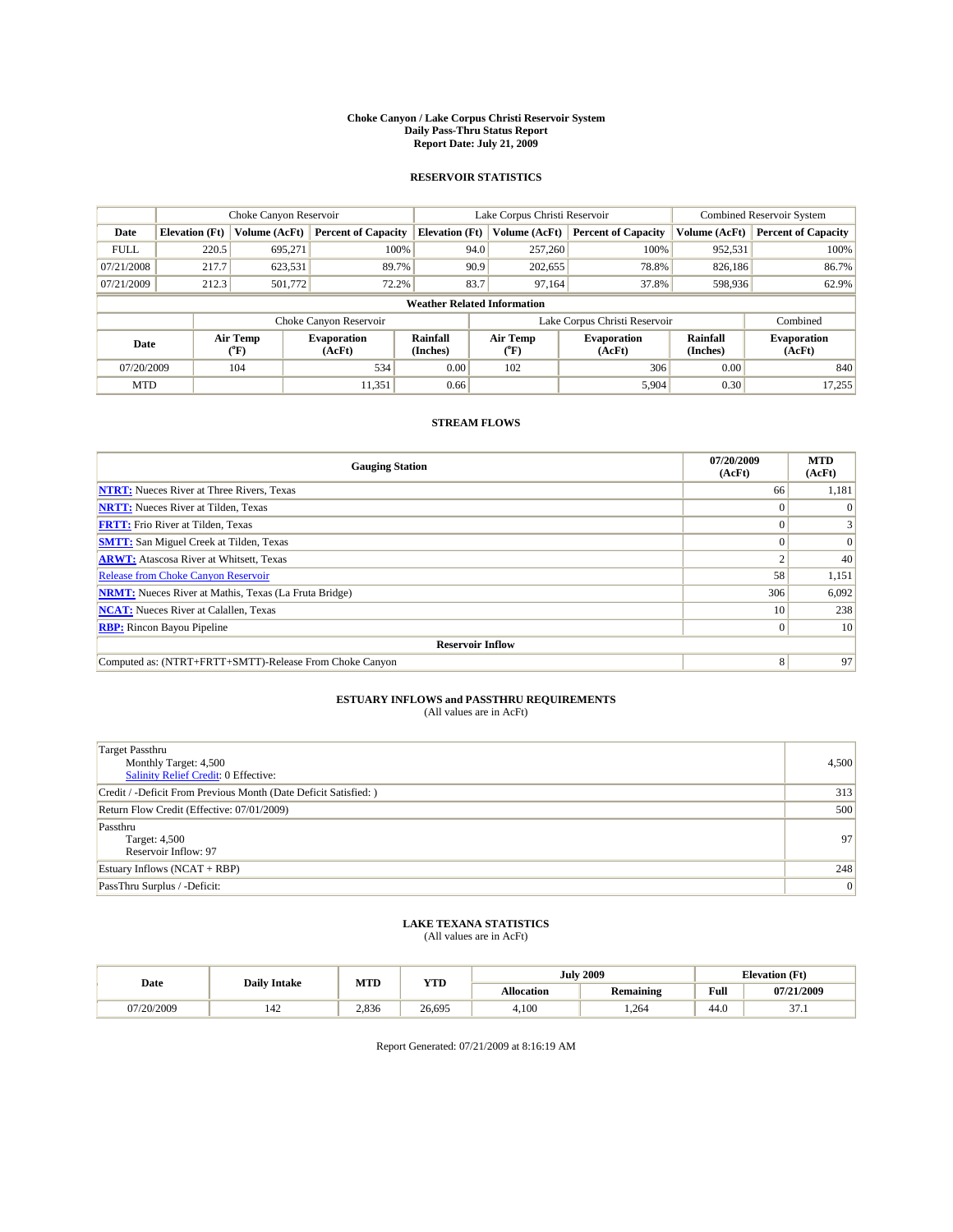# Choke Canyon / Lake Corpus Christi Reservoir System
## Daily Pass-Thru Status Report
## Report Date: July 21, 2009

### RESERVOIR STATISTICS

| | Choke Canyon Reservoir | | | Lake Corpus Christi Reservoir | | | Combined Reservoir System | |
|---|---|---|---|---|---|---|---|---|
| Date | Elevation (Ft) | Volume (AcFt) | Percent of Capacity | Elevation (Ft) | Volume (AcFt) | Percent of Capacity | Volume (AcFt) | Percent of Capacity |
| FULL | 220.5 | 695,271 | 100% | 94.0 | 257,260 | 100% | 952,531 | 100% |
| 07/21/2008 | 217.7 | 623,531 | 89.7% | 90.9 | 202,655 | 78.8% | 826,186 | 86.7% |
| 07/21/2009 | 212.3 | 501,772 | 72.2% | 83.7 | 97,164 | 37.8% | 598,936 | 62.9% |

**Weather Related Information**

| | Choke Canyon Reservoir | | | Lake Corpus Christi Reservoir | | | Combined |
|---|---|---|---|---|---|---|---|
| Date | Air Temp (°F) | Evaporation (AcFt) | Rainfall (Inches) | Air Temp (°F) | Evaporation (AcFt) | Rainfall (Inches) | Evaporation (AcFt) |
| 07/20/2009 | 104 | 534 | 0.00 | 102 | 306 | 0.00 | 840 |
| MTD | | 11,351 | 0.66 | | 5,904 | 0.30 | 17,255 |

### STREAM FLOWS

| Gauging Station | 07/20/2009 (AcFt) | MTD (AcFt) |
|---|---|---|
| NTRT: Nueces River at Three Rivers, Texas | 66 | 1,181 |
| NRTT: Nueces River at Tilden, Texas | 0 | 0 |
| FRTT: Frio River at Tilden, Texas | 0 | 3 |
| SMTT: San Miguel Creek at Tilden, Texas | 0 | 0 |
| ARWT: Atascosa River at Whitsett, Texas | 2 | 40 |
| Release from Choke Canyon Reservoir | 58 | 1,151 |
| NRMT: Nueces River at Mathis, Texas (La Fruta Bridge) | 306 | 6,092 |
| NCAT: Nueces River at Calallen, Texas | 10 | 238 |
| RBP: Rincon Bayou Pipeline | 0 | 10 |
| **Reservoir Inflow** | | |
| Computed as: (NTRT+FRTT+SMTT)-Release From Choke Canyon | 8 | 97 |

### ESTUARY INFLOWS and PASSTHRU REQUIREMENTS
(All values are in AcFt)

| | |
|---|---|
| Target Passthru<br>Monthly Target: 4,500<br>Salinity Relief Credit: 0 Effective: | 4,500 |
| Credit / -Deficit From Previous Month (Date Deficit Satisfied: ) | 313 |
| Return Flow Credit (Effective: 07/01/2009) | 500 |
| Passthru<br>Target: 4,500<br>Reservoir Inflow: 97 | 97 |
| Estuary Inflows (NCAT + RBP) | 248 |
| PassThru Surplus / -Deficit: | 0 |

### LAKE TEXANA STATISTICS
(All values are in AcFt)

| Date | Daily Intake | MTD | YTD | July 2009 | | Elevation (Ft) | |
|---|---|---|---|---|---|---|---|
| | | | | Allocation | Remaining | Full | 07/21/2009 |
| 07/20/2009 | 142 | 2,836 | 26,695 | 4,100 | 1,264 | 44.0 | 37.1 |

Report Generated: 07/21/2009 at 8:16:19 AM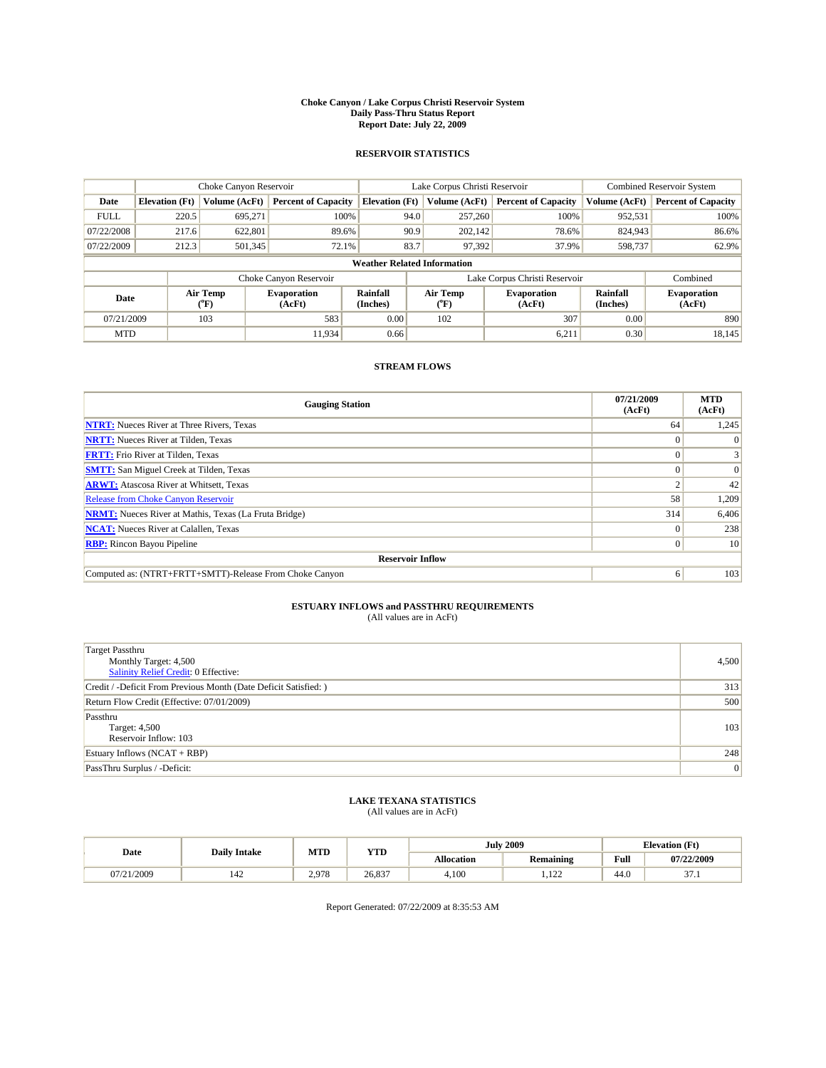# Choke Canyon / Lake Corpus Christi Reservoir System
## Daily Pass-Thru Status Report
## Report Date: July 22, 2009

### RESERVOIR STATISTICS

| | Choke Canyon Reservoir | | | Lake Corpus Christi Reservoir | | | Combined Reservoir System | |
|---|---|---|---|---|---|---|---|---|
| Date | Elevation (Ft) | Volume (AcFt) | Percent of Capacity | Elevation (Ft) | Volume (AcFt) | Percent of Capacity | Volume (AcFt) | Percent of Capacity |
| FULL | 220.5 | 695,271 | 100% | 94.0 | 257,260 | 100% | 952,531 | 100% |
| 07/22/2008 | 217.6 | 622,801 | 89.6% | 90.9 | 202,142 | 78.6% | 824,943 | 86.6% |
| 07/22/2009 | 212.3 | 501,345 | 72.1% | 83.7 | 97,392 | 37.9% | 598,737 | 62.9% |

**Weather Related Information**

| | Choke Canyon Reservoir | | | Lake Corpus Christi Reservoir | | | Combined |
|---|---|---|---|---|---|---|---|
| Date | Air Temp (°F) | Evaporation (AcFt) | Rainfall (Inches) | Air Temp (°F) | Evaporation (AcFt) | Rainfall (Inches) | Evaporation (AcFt) |
| 07/21/2009 | 103 | 583 | 0.00 | 102 | 307 | 0.00 | 890 |
| MTD | | 11,934 | 0.66 | | 6,211 | 0.30 | 18,145 |

### STREAM FLOWS

| Gauging Station | 07/21/2009 (AcFt) | MTD (AcFt) |
|---|---|---|
| **NTRT:** Nueces River at Three Rivers, Texas | 64 | 1,245 |
| **NRTT:** Nueces River at Tilden, Texas | 0 | 0 |
| **FRTT:** Frio River at Tilden, Texas | 0 | 3 |
| **SMTT:** San Miguel Creek at Tilden, Texas | 0 | 0 |
| **ARWT:** Atascosa River at Whitsett, Texas | 2 | 42 |
| Release from Choke Canyon Reservoir | 58 | 1,209 |
| **NRMT:** Nueces River at Mathis, Texas (La Fruta Bridge) | 314 | 6,406 |
| **NCAT:** Nueces River at Calallen, Texas | 0 | 238 |
| **RBP:** Rincon Bayou Pipeline | 0 | 10 |
| **Reservoir Inflow** | | |
| Computed as: (NTRT+FRTT+SMTT)-Release From Choke Canyon | 6 | 103 |

### ESTUARY INFLOWS and PASSTHRU REQUIREMENTS
(All values are in AcFt)

| | |
|---|---|
| Target Passthru<br>Monthly Target: 4,500<br>Salinity Relief Credit: 0 Effective: | 4,500 |
| Credit / -Deficit From Previous Month (Date Deficit Satisfied: ) | 313 |
| Return Flow Credit (Effective: 07/01/2009) | 500 |
| Passthru<br>Target: 4,500<br>Reservoir Inflow: 103 | 103 |
| Estuary Inflows (NCAT + RBP) | 248 |
| PassThru Surplus / -Deficit: | 0 |

### LAKE TEXANA STATISTICS
(All values are in AcFt)

| Date | Daily Intake | MTD | YTD | July 2009 | | Elevation (Ft) | |
|---|---|---|---|---|---|---|---|
| | | | | Allocation | Remaining | Full | 07/22/2009 |
| 07/21/2009 | 142 | 2,978 | 26,837 | 4,100 | 1,122 | 44.0 | 37.1 |

Report Generated: 07/22/2009 at 8:35:53 AM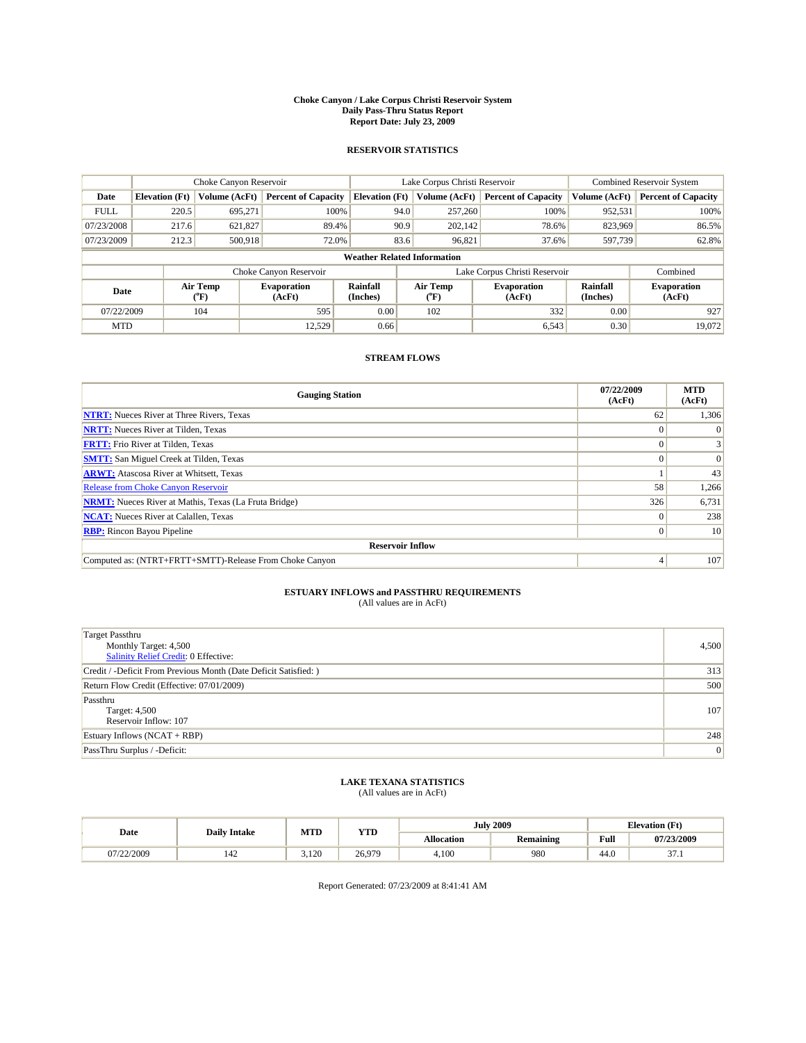# Choke Canyon / Lake Corpus Christi Reservoir System
## Daily Pass-Thru Status Report
## Report Date: July 23, 2009

### RESERVOIR STATISTICS

| | Choke Canyon Reservoir | | | Lake Corpus Christi Reservoir | | | Combined Reservoir System | |
|---|---|---|---|---|---|---|---|---|
| **Date** | **Elevation (Ft)** | **Volume (AcFt)** | **Percent of Capacity** | **Elevation (Ft)** | **Volume (AcFt)** | **Percent of Capacity** | **Volume (AcFt)** | **Percent of Capacity** |
| FULL | 220.5 | 695,271 | 100% | 94.0 | 257,260 | 100% | 952,531 | 100% |
| 07/23/2008 | 217.6 | 621,827 | 89.4% | 90.9 | 202,142 | 78.6% | 823,969 | 86.5% |
| 07/23/2009 | 212.3 | 500,918 | 72.0% | 83.6 | 96,821 | 37.6% | 597,739 | 62.8% |

**Weather Related Information**

| | Choke Canyon Reservoir | | | Lake Corpus Christi Reservoir | | | Combined |
|---|---|---|---|---|---|---|---|
| **Date** | **Air Temp (°F)** | **Evaporation (AcFt)** | **Rainfall (Inches)** | **Air Temp (°F)** | **Evaporation (AcFt)** | **Rainfall (Inches)** | **Evaporation (AcFt)** |
| 07/22/2009 | 104 | 595 | 0.00 | 102 | 332 | 0.00 | 927 |
| MTD | | 12,529 | 0.66 | | 6,543 | 0.30 | 19,072 |

### STREAM FLOWS

| Gauging Station | 07/22/2009 (AcFt) | MTD (AcFt) |
|---|---|---|
| **NTRT:** Nueces River at Three Rivers, Texas | 62 | 1,306 |
| **NRTT:** Nueces River at Tilden, Texas | 0 | 0 |
| **FRTT:** Frio River at Tilden, Texas | 0 | 3 |
| **SMTT:** San Miguel Creek at Tilden, Texas | 0 | 0 |
| **ARWT:** Atascosa River at Whitsett, Texas | 1 | 43 |
| Release from Choke Canyon Reservoir | 58 | 1,266 |
| **NRMT:** Nueces River at Mathis, Texas (La Fruta Bridge) | 326 | 6,731 |
| **NCAT:** Nueces River at Calallen, Texas | 0 | 238 |
| **RBP:** Rincon Bayou Pipeline | 0 | 10 |
| **Reservoir Inflow** | | |
| Computed as: (NTRT+FRTT+SMTT)-Release From Choke Canyon | 4 | 107 |

### ESTUARY INFLOWS and PASSTHRU REQUIREMENTS
(All values are in AcFt)

| | |
|---|---|
| Target Passthru<br>Monthly Target: 4,500<br>Salinity Relief Credit: 0 Effective: | 4,500 |
| Credit / -Deficit From Previous Month (Date Deficit Satisfied: ) | 313 |
| Return Flow Credit (Effective: 07/01/2009) | 500 |
| Passthru<br>Target: 4,500<br>Reservoir Inflow: 107 | 107 |
| Estuary Inflows (NCAT + RBP) | 248 |
| PassThru Surplus / -Deficit: | 0 |

### LAKE TEXANA STATISTICS
(All values are in AcFt)

| Date | Daily Intake | MTD | YTD | July 2009 | | Elevation (Ft) | |
|---|---|---|---|---|---|---|---|
| | | | | **Allocation** | **Remaining** | **Full** | **07/23/2009** |
| 07/22/2009 | 142 | 3,120 | 26,979 | 4,100 | 980 | 44.0 | 37.1 |

Report Generated: 07/23/2009 at 8:41:41 AM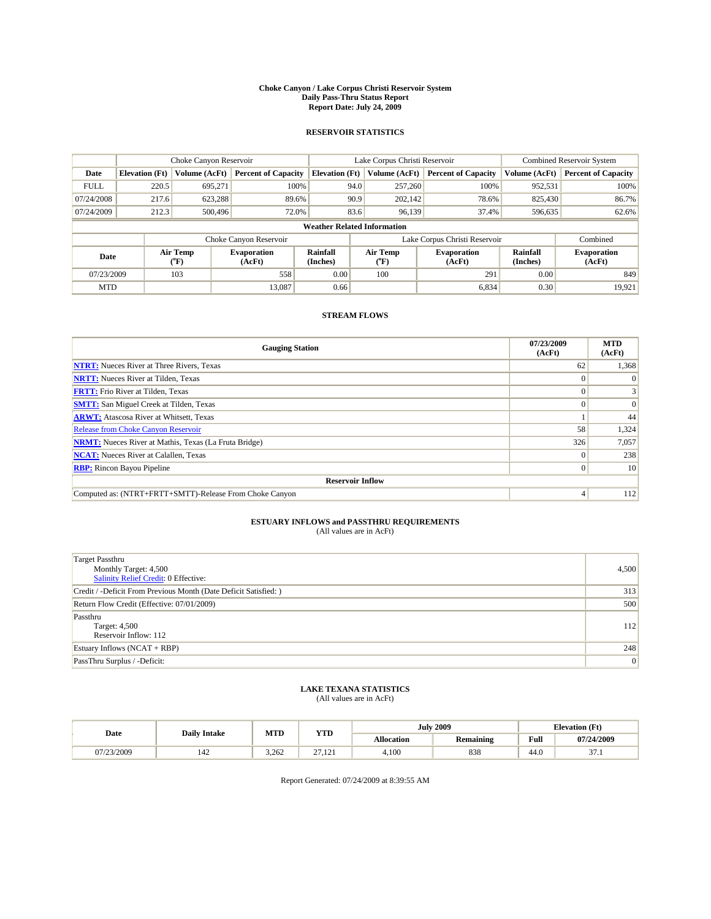# Choke Canyon / Lake Corpus Christi Reservoir System
## Daily Pass-Thru Status Report
### Report Date: July 24, 2009

### RESERVOIR STATISTICS

| | Choke Canyon Reservoir | | | Lake Corpus Christi Reservoir | | | Combined Reservoir System | |
|---|---|---|---|---|---|---|---|---|
| Date | Elevation (Ft) | Volume (AcFt) | Percent of Capacity | Elevation (Ft) | Volume (AcFt) | Percent of Capacity | Volume (AcFt) | Percent of Capacity |
| FULL | 220.5 | 695,271 | 100% | 94.0 | 257,260 | 100% | 952,531 | 100% |
| 07/24/2008 | 217.6 | 623,288 | 89.6% | 90.9 | 202,142 | 78.6% | 825,430 | 86.7% |
| 07/24/2009 | 212.3 | 500,496 | 72.0% | 83.6 | 96,139 | 37.4% | 596,635 | 62.6% |

**Weather Related Information**

| | Choke Canyon Reservoir | | | Lake Corpus Christi Reservoir | | | Combined |
|---|---|---|---|---|---|---|---|
| Date | Air Temp (°F) | Evaporation (AcFt) | Rainfall (Inches) | Air Temp (°F) | Evaporation (AcFt) | Rainfall (Inches) | Evaporation (AcFt) |
| 07/23/2009 | 103 | 558 | 0.00 | 100 | 291 | 0.00 | 849 |
| MTD | | 13,087 | 0.66 | | 6,834 | 0.30 | 19,921 |

### STREAM FLOWS

| Gauging Station | 07/23/2009 (AcFt) | MTD (AcFt) |
|---|---|---|
| NTRT: Nueces River at Three Rivers, Texas | 62 | 1,368 |
| NRTT: Nueces River at Tilden, Texas | 0 | 0 |
| FRTT: Frio River at Tilden, Texas | 0 | 3 |
| SMTT: San Miguel Creek at Tilden, Texas | 0 | 0 |
| ARWT: Atascosa River at Whitsett, Texas | 1 | 44 |
| Release from Choke Canyon Reservoir | 58 | 1,324 |
| NRMT: Nueces River at Mathis, Texas (La Fruta Bridge) | 326 | 7,057 |
| NCAT: Nueces River at Calallen, Texas | 0 | 238 |
| RBP: Rincon Bayou Pipeline | 0 | 10 |
| **Reservoir Inflow** | | |
| Computed as: (NTRT+FRTT+SMTT)-Release From Choke Canyon | 4 | 112 |

### ESTUARY INFLOWS and PASSTHRU REQUIREMENTS
(All values are in AcFt)

| | |
|---|---|
| Target Passthru<br>Monthly Target: 4,500<br>Salinity Relief Credit: 0 Effective: | 4,500 |
| Credit / -Deficit From Previous Month (Date Deficit Satisfied: ) | 313 |
| Return Flow Credit (Effective: 07/01/2009) | 500 |
| Passthru<br>Target: 4,500<br>Reservoir Inflow: 112 | 112 |
| Estuary Inflows (NCAT + RBP) | 248 |
| PassThru Surplus / -Deficit: | 0 |

### LAKE TEXANA STATISTICS
(All values are in AcFt)

| Date | Daily Intake | MTD | YTD | July 2009 | | Elevation (Ft) | |
|---|---|---|---|---|---|---|---|
| | | | | Allocation | Remaining | Full | 07/24/2009 |
| 07/23/2009 | 142 | 3,262 | 27,121 | 4,100 | 838 | 44.0 | 37.1 |

Report Generated: 07/24/2009 at 8:39:55 AM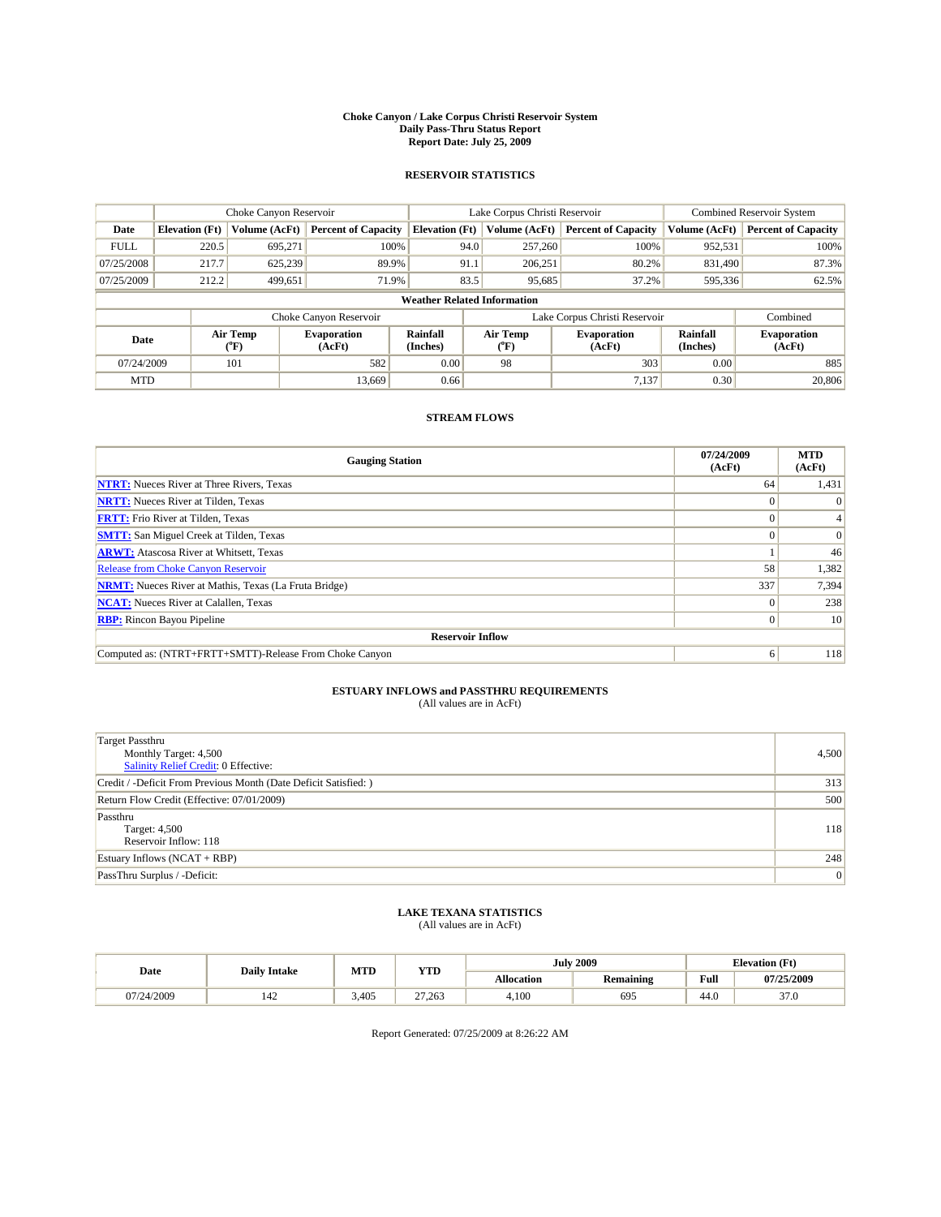# Choke Canyon / Lake Corpus Christi Reservoir System
## Daily Pass-Thru Status Report
## Report Date: July 25, 2009

### RESERVOIR STATISTICS

| | Choke Canyon Reservoir | | | Lake Corpus Christi Reservoir | | | Combined Reservoir System | |
|---|---|---|---|---|---|---|---|---|
| Date | Elevation (Ft) | Volume (AcFt) | Percent of Capacity | Elevation (Ft) | Volume (AcFt) | Percent of Capacity | Volume (AcFt) | Percent of Capacity |
| FULL | 220.5 | 695,271 | 100% | 94.0 | 257,260 | 100% | 952,531 | 100% |
| 07/25/2008 | 217.7 | 625,239 | 89.9% | 91.1 | 206,251 | 80.2% | 831,490 | 87.3% |
| 07/25/2009 | 212.2 | 499,651 | 71.9% | 83.5 | 95,685 | 37.2% | 595,336 | 62.5% |

**Weather Related Information**

| | Choke Canyon Reservoir | | | Lake Corpus Christi Reservoir | | | Combined |
|---|---|---|---|---|---|---|---|
| Date | Air Temp (°F) | Evaporation (AcFt) | Rainfall (Inches) | Air Temp (°F) | Evaporation (AcFt) | Rainfall (Inches) | Evaporation (AcFt) |
| 07/24/2009 | 101 | 582 | 0.00 | 98 | 303 | 0.00 | 885 |
| MTD | | 13,669 | 0.66 | | 7,137 | 0.30 | 20,806 |

### STREAM FLOWS

| Gauging Station | 07/24/2009 (AcFt) | MTD (AcFt) |
|---|---|---|
| NTRT: Nueces River at Three Rivers, Texas | 64 | 1,431 |
| NRTT: Nueces River at Tilden, Texas | 0 | 0 |
| FRTT: Frio River at Tilden, Texas | 0 | 4 |
| SMTT: San Miguel Creek at Tilden, Texas | 0 | 0 |
| ARWT: Atascosa River at Whitsett, Texas | 1 | 46 |
| Release from Choke Canyon Reservoir | 58 | 1,382 |
| NRMT: Nueces River at Mathis, Texas (La Fruta Bridge) | 337 | 7,394 |
| NCAT: Nueces River at Calallen, Texas | 0 | 238 |
| RBP: Rincon Bayou Pipeline | 0 | 10 |
| **Reservoir Inflow** | | |
| Computed as: (NTRT+FRTT+SMTT)-Release From Choke Canyon | 6 | 118 |

### ESTUARY INFLOWS and PASSTHRU REQUIREMENTS
(All values are in AcFt)

| | |
|---|---|
| Target Passthru<br>Monthly Target: 4,500<br>Salinity Relief Credit: 0 Effective: | 4,500 |
| Credit / -Deficit From Previous Month (Date Deficit Satisfied: ) | 313 |
| Return Flow Credit (Effective: 07/01/2009) | 500 |
| Passthru<br>Target: 4,500<br>Reservoir Inflow: 118 | 118 |
| Estuary Inflows (NCAT + RBP) | 248 |
| PassThru Surplus / -Deficit: | 0 |

### LAKE TEXANA STATISTICS
(All values are in AcFt)

| Date | Daily Intake | MTD | YTD | July 2009 | | Elevation (Ft) | |
|---|---|---|---|---|---|---|---|
| | | | | Allocation | Remaining | Full | 07/25/2009 |
| 07/24/2009 | 142 | 3,405 | 27,263 | 4,100 | 695 | 44.0 | 37.0 |

Report Generated: 07/25/2009 at 8:26:22 AM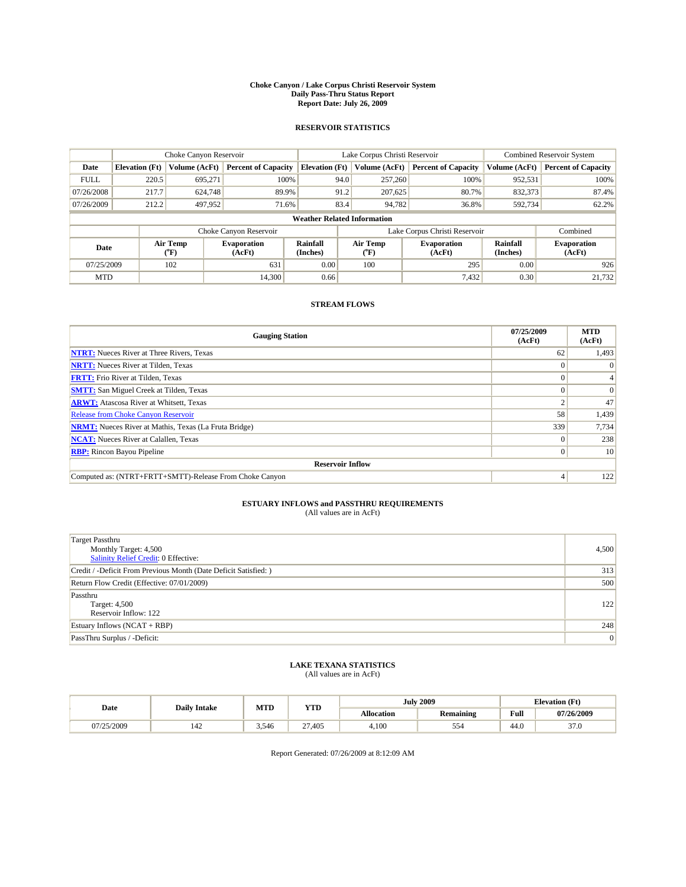# Choke Canyon / Lake Corpus Christi Reservoir System
## Daily Pass-Thru Status Report
## Report Date: July 26, 2009

### RESERVOIR STATISTICS

| | Choke Canyon Reservoir | | | Lake Corpus Christi Reservoir | | | Combined Reservoir System | |
|---|---|---|---|---|---|---|---|---|
| Date | Elevation (Ft) | Volume (AcFt) | Percent of Capacity | Elevation (Ft) | Volume (AcFt) | Percent of Capacity | Volume (AcFt) | Percent of Capacity |
| FULL | 220.5 | 695,271 | 100% | 94.0 | 257,260 | 100% | 952,531 | 100% |
| 07/26/2008 | 217.7 | 624,748 | 89.9% | 91.2 | 207,625 | 80.7% | 832,373 | 87.4% |
| 07/26/2009 | 212.2 | 497,952 | 71.6% | 83.4 | 94,782 | 36.8% | 592,734 | 62.2% |

**Weather Related Information**

| | Choke Canyon Reservoir | | | Lake Corpus Christi Reservoir | | | Combined |
|---|---|---|---|---|---|---|---|
| Date | Air Temp (°F) | Evaporation (AcFt) | Rainfall (Inches) | Air Temp (°F) | Evaporation (AcFt) | Rainfall (Inches) | Evaporation (AcFt) |
| 07/25/2009 | 102 | 631 | 0.00 | 100 | 295 | 0.00 | 926 |
| MTD | | 14,300 | 0.66 | | 7,432 | 0.30 | 21,732 |

### STREAM FLOWS

| Gauging Station | 07/25/2009 (AcFt) | MTD (AcFt) |
|---|---|---|
| NTRT: Nueces River at Three Rivers, Texas | 62 | 1,493 |
| NRTT: Nueces River at Tilden, Texas | 0 | 0 |
| FRTT: Frio River at Tilden, Texas | 0 | 4 |
| SMTT: San Miguel Creek at Tilden, Texas | 0 | 0 |
| ARWT: Atascosa River at Whitsett, Texas | 2 | 47 |
| Release from Choke Canyon Reservoir | 58 | 1,439 |
| NRMT: Nueces River at Mathis, Texas (La Fruta Bridge) | 339 | 7,734 |
| NCAT: Nueces River at Calallen, Texas | 0 | 238 |
| RBP: Rincon Bayou Pipeline | 0 | 10 |
| **Reservoir Inflow** | | |
| Computed as: (NTRT+FRTT+SMTT)-Release From Choke Canyon | 4 | 122 |

### ESTUARY INFLOWS and PASSTHRU REQUIREMENTS
(All values are in AcFt)

| | |
|---|---|
| Target Passthru<br>Monthly Target: 4,500<br>Salinity Relief Credit: 0 Effective: | 4,500 |
| Credit / -Deficit From Previous Month (Date Deficit Satisfied: ) | 313 |
| Return Flow Credit (Effective: 07/01/2009) | 500 |
| Passthru<br>Target: 4,500<br>Reservoir Inflow: 122 | 122 |
| Estuary Inflows (NCAT + RBP) | 248 |
| PassThru Surplus / -Deficit: | 0 |

### LAKE TEXANA STATISTICS
(All values are in AcFt)

| Date | Daily Intake | MTD | YTD | July 2009 | | Elevation (Ft) | |
|---|---|---|---|---|---|---|---|
| | | | | Allocation | Remaining | Full | 07/26/2009 |
| 07/25/2009 | 142 | 3,546 | 27,405 | 4,100 | 554 | 44.0 | 37.0 |

Report Generated: 07/26/2009 at 8:12:09 AM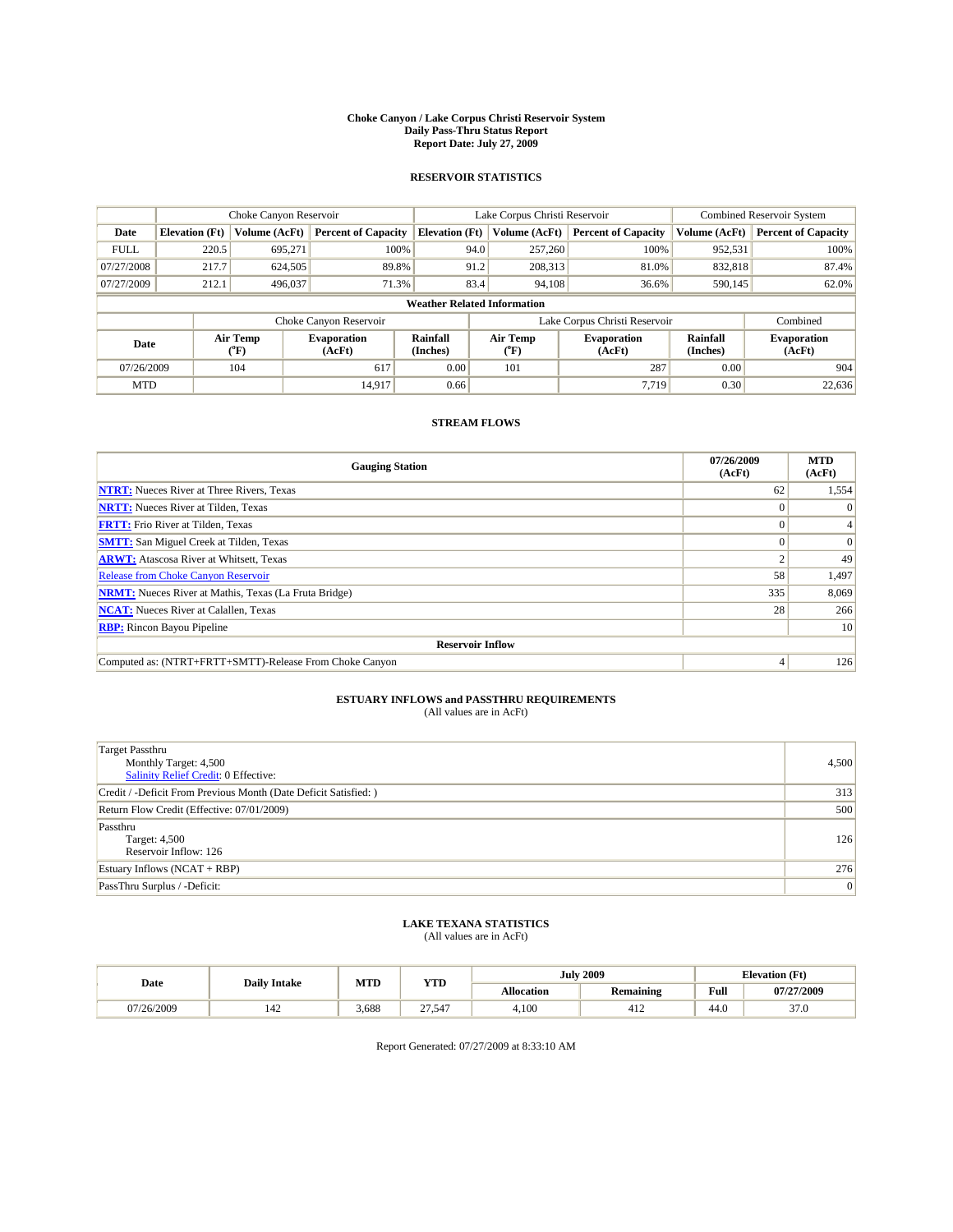# Choke Canyon / Lake Corpus Christi Reservoir System
## Daily Pass-Thru Status Report
## Report Date: July 27, 2009

### RESERVOIR STATISTICS

| | Choke Canyon Reservoir | | | Lake Corpus Christi Reservoir | | | Combined Reservoir System | |
|---|---|---|---|---|---|---|---|---|
| Date | Elevation (Ft) | Volume (AcFt) | Percent of Capacity | Elevation (Ft) | Volume (AcFt) | Percent of Capacity | Volume (AcFt) | Percent of Capacity |
| FULL | 220.5 | 695,271 | 100% | 94.0 | 257,260 | 100% | 952,531 | 100% |
| 07/27/2008 | 217.7 | 624,505 | 89.8% | 91.2 | 208,313 | 81.0% | 832,818 | 87.4% |
| 07/27/2009 | 212.1 | 496,037 | 71.3% | 83.4 | 94,108 | 36.6% | 590,145 | 62.0% |

**Weather Related Information**

| | Choke Canyon Reservoir | | | Lake Corpus Christi Reservoir | | | Combined |
|---|---|---|---|---|---|---|---|
| Date | Air Temp (°F) | Evaporation (AcFt) | Rainfall (Inches) | Air Temp (°F) | Evaporation (AcFt) | Rainfall (Inches) | Evaporation (AcFt) |
| 07/26/2009 | 104 | 617 | 0.00 | 101 | 287 | 0.00 | 904 |
| MTD | | 14,917 | 0.66 | | 7,719 | 0.30 | 22,636 |

### STREAM FLOWS

| Gauging Station | 07/26/2009 (AcFt) | MTD (AcFt) |
|---|---|---|
| NTRT: Nueces River at Three Rivers, Texas | 62 | 1,554 |
| NRTT: Nueces River at Tilden, Texas | 0 | 0 |
| FRTT: Frio River at Tilden, Texas | 0 | 4 |
| SMTT: San Miguel Creek at Tilden, Texas | 0 | 0 |
| ARWT: Atascosa River at Whitsett, Texas | 2 | 49 |
| Release from Choke Canyon Reservoir | 58 | 1,497 |
| NRMT: Nueces River at Mathis, Texas (La Fruta Bridge) | 335 | 8,069 |
| NCAT: Nueces River at Calallen, Texas | 28 | 266 |
| RBP: Rincon Bayou Pipeline | | 10 |
| **Reservoir Inflow** | | |
| Computed as: (NTRT+FRTT+SMTT)-Release From Choke Canyon | 4 | 126 |

### ESTUARY INFLOWS and PASSTHRU REQUIREMENTS
(All values are in AcFt)

| | |
|---|---|
| Target Passthru<br>Monthly Target: 4,500<br>Salinity Relief Credit: 0 Effective: | 4,500 |
| Credit / -Deficit From Previous Month (Date Deficit Satisfied: ) | 313 |
| Return Flow Credit (Effective: 07/01/2009) | 500 |
| Passthru<br>Target: 4,500<br>Reservoir Inflow: 126 | 126 |
| Estuary Inflows (NCAT + RBP) | 276 |
| PassThru Surplus / -Deficit: | 0 |

### LAKE TEXANA STATISTICS
(All values are in AcFt)

| Date | Daily Intake | MTD | YTD | July 2009 | | Elevation (Ft) | |
|---|---|---|---|---|---|---|---|
| | | | | Allocation | Remaining | Full | 07/27/2009 |
| 07/26/2009 | 142 | 3,688 | 27,547 | 4,100 | 412 | 44.0 | 37.0 |

Report Generated: 07/27/2009 at 8:33:10 AM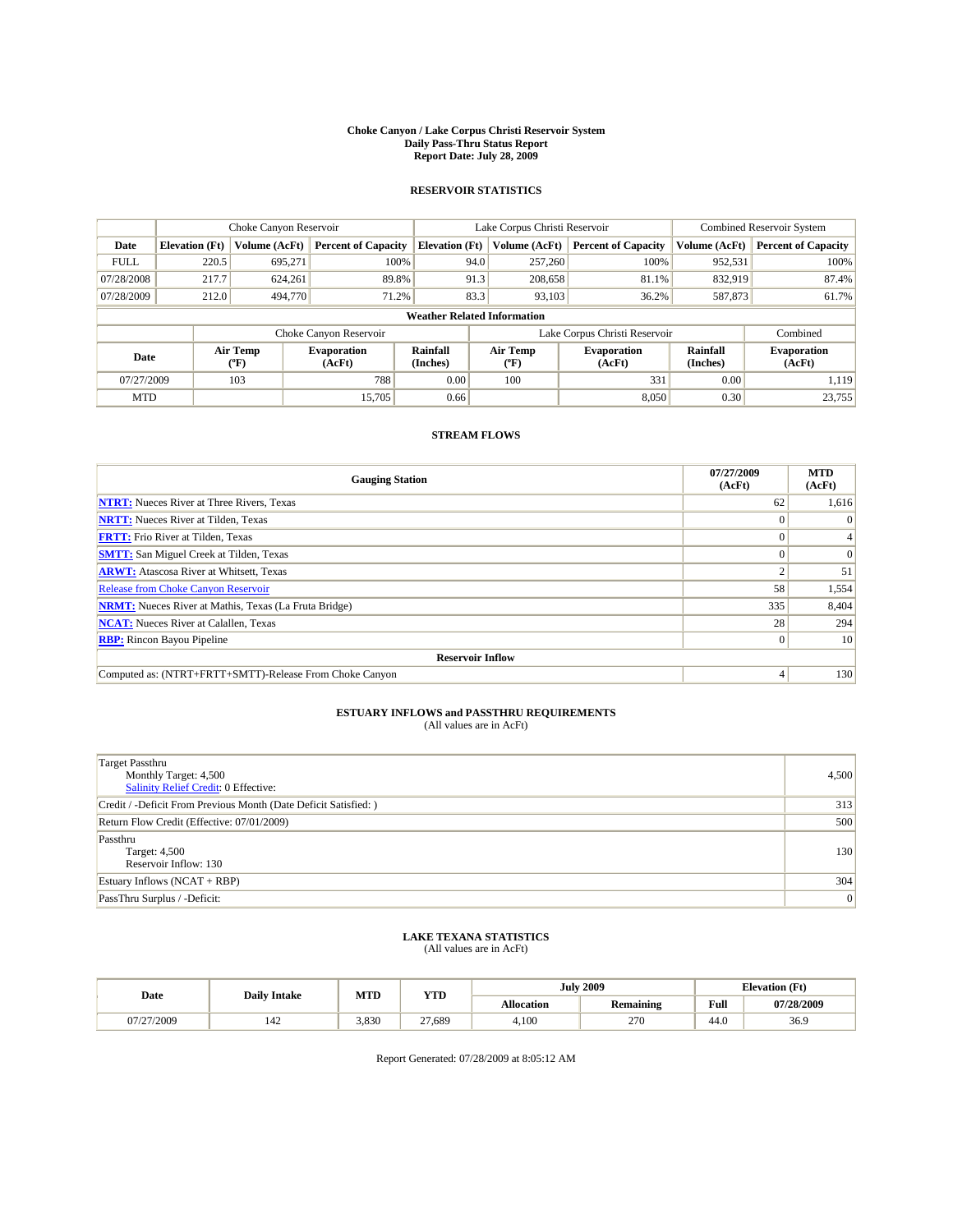**Choke Canyon / Lake Corpus Christi Reservoir System**
**Daily Pass-Thru Status Report**
**Report Date: July 28, 2009**

## RESERVOIR STATISTICS

| | Choke Canyon Reservoir | | | Lake Corpus Christi Reservoir | | | Combined Reservoir System | |
|---|---|---|---|---|---|---|---|---|
| **Date** | **Elevation (Ft)** | **Volume (AcFt)** | **Percent of Capacity** | **Elevation (Ft)** | **Volume (AcFt)** | **Percent of Capacity** | **Volume (AcFt)** | **Percent of Capacity** |
| FULL | 220.5 | 695,271 | 100% | 94.0 | 257,260 | 100% | 952,531 | 100% |
| 07/28/2008 | 217.7 | 624,261 | 89.8% | 91.3 | 208,658 | 81.1% | 832,919 | 87.4% |
| 07/28/2009 | 212.0 | 494,770 | 71.2% | 83.3 | 93,103 | 36.2% | 587,873 | 61.7% |

**Weather Related Information**

| | Choke Canyon Reservoir | | | Lake Corpus Christi Reservoir | | | Combined |
|---|---|---|---|---|---|---|---|
| **Date** | **Air Temp (°F)** | **Evaporation (AcFt)** | **Rainfall (Inches)** | **Air Temp (°F)** | **Evaporation (AcFt)** | **Rainfall (Inches)** | **Evaporation (AcFt)** |
| 07/27/2009 | 103 | 788 | 0.00 | 100 | 331 | 0.00 | 1,119 |
| MTD | | 15,705 | 0.66 | | 8,050 | 0.30 | 23,755 |

## STREAM FLOWS

| Gauging Station | 07/27/2009 (AcFt) | MTD (AcFt) |
|---|---|---|
| **NTRT:** Nueces River at Three Rivers, Texas | 62 | 1,616 |
| **NRTT:** Nueces River at Tilden, Texas | 0 | 0 |
| **FRTT:** Frio River at Tilden, Texas | 0 | 4 |
| **SMTT:** San Miguel Creek at Tilden, Texas | 0 | 0 |
| **ARWT:** Atascosa River at Whitsett, Texas | 2 | 51 |
| Release from Choke Canyon Reservoir | 58 | 1,554 |
| **NRMT:** Nueces River at Mathis, Texas (La Fruta Bridge) | 335 | 8,404 |
| **NCAT:** Nueces River at Calallen, Texas | 28 | 294 |
| **RBP:** Rincon Bayou Pipeline | 0 | 10 |
| **Reservoir Inflow** | | |
| Computed as: (NTRT+FRTT+SMTT)-Release From Choke Canyon | 4 | 130 |

## ESTUARY INFLOWS and PASSTHRU REQUIREMENTS
(All values are in AcFt)

| | |
|---|---|
| Target Passthru<br>Monthly Target: 4,500<br>Salinity Relief Credit: 0 Effective: | 4,500 |
| Credit / -Deficit From Previous Month (Date Deficit Satisfied: ) | 313 |
| Return Flow Credit (Effective: 07/01/2009) | 500 |
| Passthru<br>Target: 4,500<br>Reservoir Inflow: 130 | 130 |
| Estuary Inflows (NCAT + RBP) | 304 |
| PassThru Surplus / -Deficit: | 0 |

## LAKE TEXANA STATISTICS
(All values are in AcFt)

| Date | Daily Intake | MTD | YTD | July 2009 | | Elevation (Ft) | |
|---|---|---|---|---|---|---|---|
| | | | | **Allocation** | **Remaining** | **Full** | **07/28/2009** |
| 07/27/2009 | 142 | 3,830 | 27,689 | 4,100 | 270 | 44.0 | 36.9 |

Report Generated: 07/28/2009 at 8:05:12 AM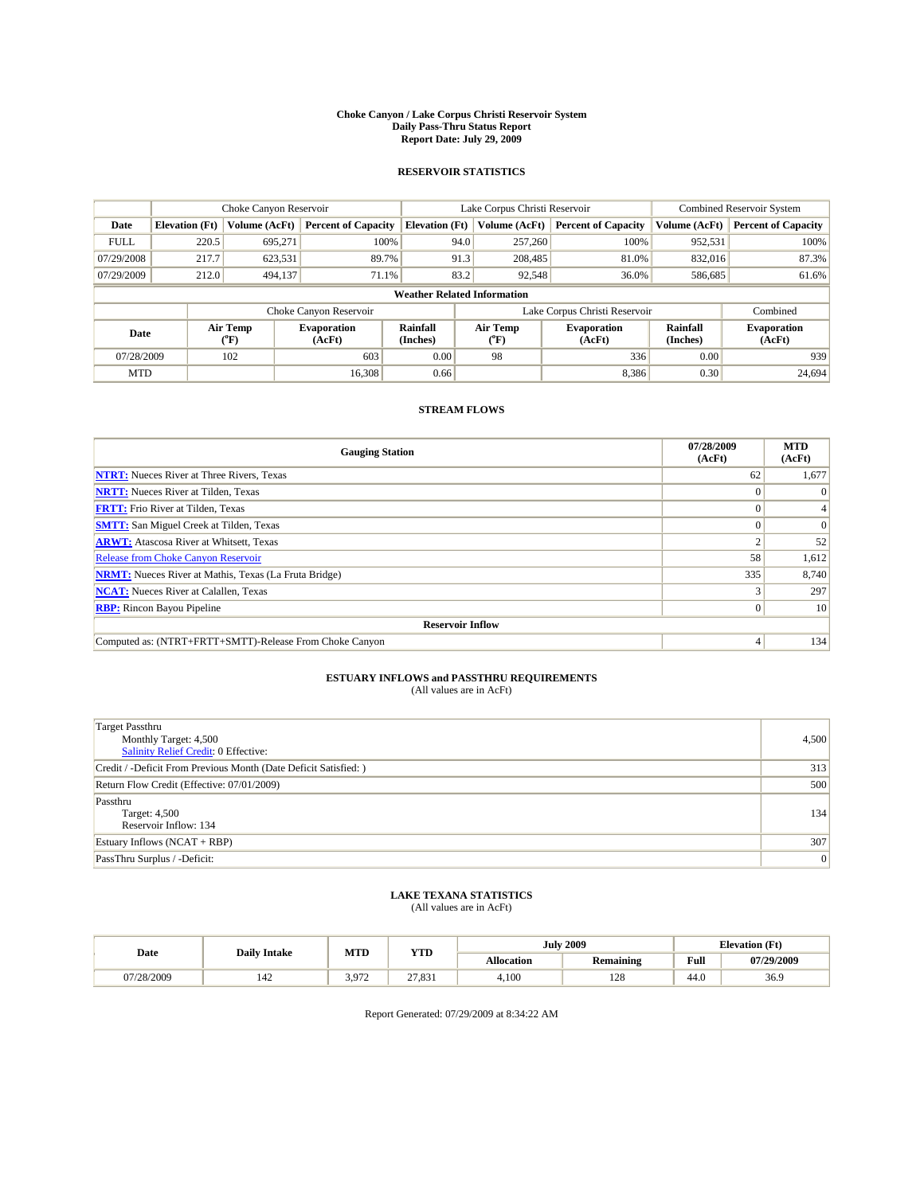# Choke Canyon / Lake Corpus Christi Reservoir System
## Daily Pass-Thru Status Report
## Report Date: July 29, 2009

### RESERVOIR STATISTICS

| | Choke Canyon Reservoir | | | Lake Corpus Christi Reservoir | | | Combined Reservoir System | |
|---|---|---|---|---|---|---|---|---|
| Date | Elevation (Ft) | Volume (AcFt) | Percent of Capacity | Elevation (Ft) | Volume (AcFt) | Percent of Capacity | Volume (AcFt) | Percent of Capacity |
| FULL | 220.5 | 695,271 | 100% | 94.0 | 257,260 | 100% | 952,531 | 100% |
| 07/29/2008 | 217.7 | 623,531 | 89.7% | 91.3 | 208,485 | 81.0% | 832,016 | 87.3% |
| 07/29/2009 | 212.0 | 494,137 | 71.1% | 83.2 | 92,548 | 36.0% | 586,685 | 61.6% |

**Weather Related Information**

| | Choke Canyon Reservoir | | | Lake Corpus Christi Reservoir | | | Combined |
|---|---|---|---|---|---|---|---|
| Date | Air Temp (°F) | Evaporation (AcFt) | Rainfall (Inches) | Air Temp (°F) | Evaporation (AcFt) | Rainfall (Inches) | Evaporation (AcFt) |
| 07/28/2009 | 102 | 603 | 0.00 | 98 | 336 | 0.00 | 939 |
| MTD | | 16,308 | 0.66 | | 8,386 | 0.30 | 24,694 |

### STREAM FLOWS

| Gauging Station | 07/28/2009 (AcFt) | MTD (AcFt) |
|---|---|---|
| NTRT: Nueces River at Three Rivers, Texas | 62 | 1,677 |
| NRTT: Nueces River at Tilden, Texas | 0 | 0 |
| FRTT: Frio River at Tilden, Texas | 0 | 4 |
| SMTT: San Miguel Creek at Tilden, Texas | 0 | 0 |
| ARWT: Atascosa River at Whitsett, Texas | 2 | 52 |
| Release from Choke Canyon Reservoir | 58 | 1,612 |
| NRMT: Nueces River at Mathis, Texas (La Fruta Bridge) | 335 | 8,740 |
| NCAT: Nueces River at Calallen, Texas | 3 | 297 |
| RBP: Rincon Bayou Pipeline | 0 | 10 |
| **Reservoir Inflow** | | |
| Computed as: (NTRT+FRTT+SMTT)-Release From Choke Canyon | 4 | 134 |

### ESTUARY INFLOWS and PASSTHRU REQUIREMENTS
(All values are in AcFt)

| | |
|---|---|
| Target Passthru<br>Monthly Target: 4,500<br>Salinity Relief Credit: 0 Effective: | 4,500 |
| Credit / -Deficit From Previous Month (Date Deficit Satisfied: ) | 313 |
| Return Flow Credit (Effective: 07/01/2009) | 500 |
| Passthru<br>Target: 4,500<br>Reservoir Inflow: 134 | 134 |
| Estuary Inflows (NCAT + RBP) | 307 |
| PassThru Surplus / -Deficit: | 0 |

### LAKE TEXANA STATISTICS
(All values are in AcFt)

| Date | Daily Intake | MTD | YTD | July 2009 | | Elevation (Ft) | |
|---|---|---|---|---|---|---|---|
| | | | | Allocation | Remaining | Full | 07/29/2009 |
| 07/28/2009 | 142 | 3,972 | 27,831 | 4,100 | 128 | 44.0 | 36.9 |

Report Generated: 07/29/2009 at 8:34:22 AM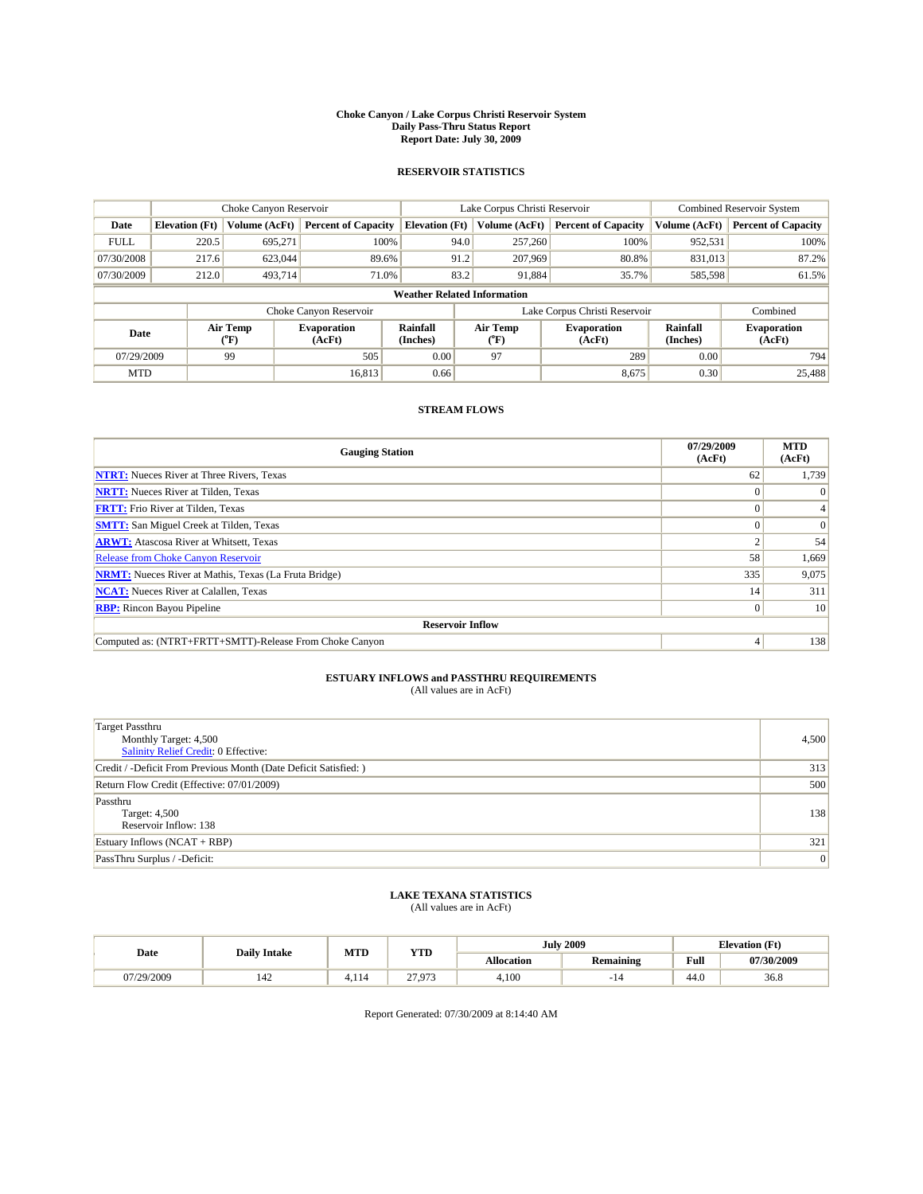# Choke Canyon / Lake Corpus Christi Reservoir System
## Daily Pass-Thru Status Report
## Report Date: July 30, 2009

### RESERVOIR STATISTICS

| | Choke Canyon Reservoir | | | Lake Corpus Christi Reservoir | | | Combined Reservoir System | |
|---|---|---|---|---|---|---|---|---|
| Date | Elevation (Ft) | Volume (AcFt) | Percent of Capacity | Elevation (Ft) | Volume (AcFt) | Percent of Capacity | Volume (AcFt) | Percent of Capacity |
| FULL | 220.5 | 695,271 | 100% | 94.0 | 257,260 | 100% | 952,531 | 100% |
| 07/30/2008 | 217.6 | 623,044 | 89.6% | 91.2 | 207,969 | 80.8% | 831,013 | 87.2% |
| 07/30/2009 | 212.0 | 493,714 | 71.0% | 83.2 | 91,884 | 35.7% | 585,598 | 61.5% |

**Weather Related Information**

| | Choke Canyon Reservoir | | | Lake Corpus Christi Reservoir | | | Combined |
|---|---|---|---|---|---|---|---|
| Date | Air Temp (°F) | Evaporation (AcFt) | Rainfall (Inches) | Air Temp (°F) | Evaporation (AcFt) | Rainfall (Inches) | Evaporation (AcFt) |
| 07/29/2009 | 99 | 505 | 0.00 | 97 | 289 | 0.00 | 794 |
| MTD | | 16,813 | 0.66 | | 8,675 | 0.30 | 25,488 |

### STREAM FLOWS

| Gauging Station | 07/29/2009 (AcFt) | MTD (AcFt) |
|---|---|---|
| NTRT: Nueces River at Three Rivers, Texas | 62 | 1,739 |
| NRTT: Nueces River at Tilden, Texas | 0 | 0 |
| FRTT: Frio River at Tilden, Texas | 0 | 4 |
| SMTT: San Miguel Creek at Tilden, Texas | 0 | 0 |
| ARWT: Atascosa River at Whitsett, Texas | 2 | 54 |
| Release from Choke Canyon Reservoir | 58 | 1,669 |
| NRMT: Nueces River at Mathis, Texas (La Fruta Bridge) | 335 | 9,075 |
| NCAT: Nueces River at Calallen, Texas | 14 | 311 |
| RBP: Rincon Bayou Pipeline | 0 | 10 |
| **Reservoir Inflow** | | |
| Computed as: (NTRT+FRTT+SMTT)-Release From Choke Canyon | 4 | 138 |

### ESTUARY INFLOWS and PASSTHRU REQUIREMENTS
(All values are in AcFt)

| | |
|---|---|
| Target Passthru<br>Monthly Target: 4,500<br>Salinity Relief Credit: 0 Effective: | 4,500 |
| Credit / -Deficit From Previous Month (Date Deficit Satisfied: ) | 313 |
| Return Flow Credit (Effective: 07/01/2009) | 500 |
| Passthru<br>Target: 4,500<br>Reservoir Inflow: 138 | 138 |
| Estuary Inflows (NCAT + RBP) | 321 |
| PassThru Surplus / -Deficit: | 0 |

### LAKE TEXANA STATISTICS
(All values are in AcFt)

| Date | Daily Intake | MTD | YTD | July 2009 | | Elevation (Ft) | |
|---|---|---|---|---|---|---|---|
| | | | | Allocation | Remaining | Full | 07/30/2009 |
| 07/29/2009 | 142 | 4,114 | 27,973 | 4,100 | -14 | 44.0 | 36.8 |

Report Generated: 07/30/2009 at 8:14:40 AM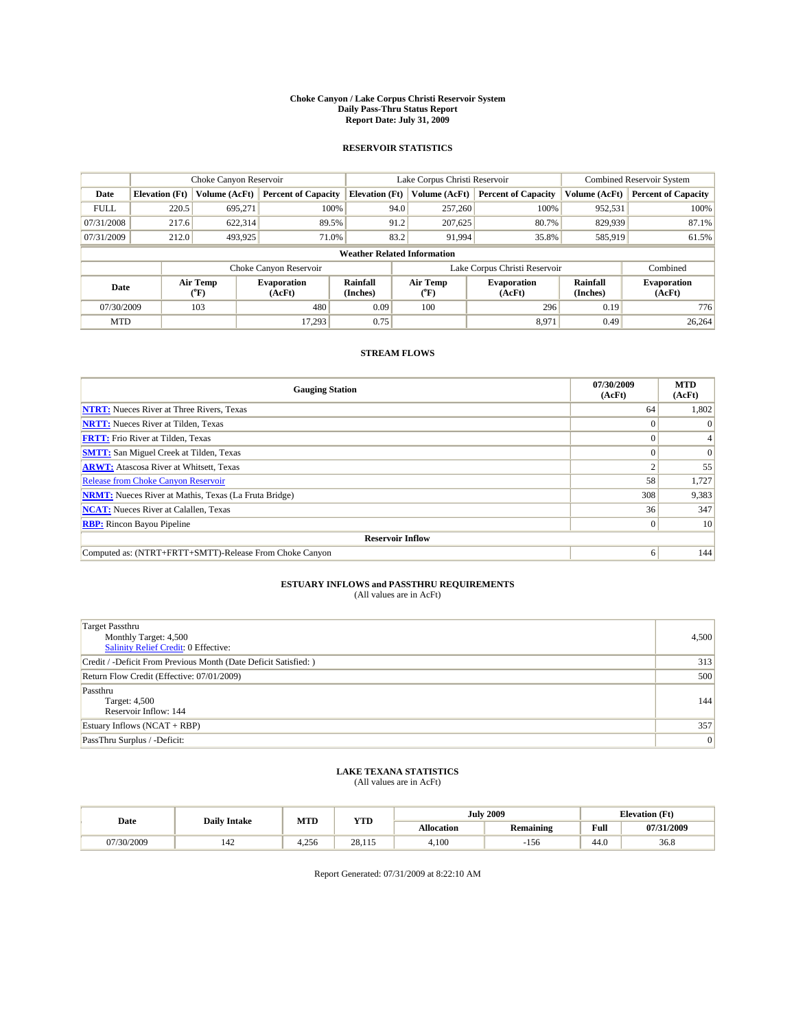# Choke Canyon / Lake Corpus Christi Reservoir System
## Daily Pass-Thru Status Report
## Report Date: July 31, 2009

### RESERVOIR STATISTICS

| | Choke Canyon Reservoir | | | Lake Corpus Christi Reservoir | | | Combined Reservoir System | |
|---|---|---|---|---|---|---|---|---|
| Date | Elevation (Ft) | Volume (AcFt) | Percent of Capacity | Elevation (Ft) | Volume (AcFt) | Percent of Capacity | Volume (AcFt) | Percent of Capacity |
| FULL | 220.5 | 695,271 | 100% | 94.0 | 257,260 | 100% | 952,531 | 100% |
| 07/31/2008 | 217.6 | 622,314 | 89.5% | 91.2 | 207,625 | 80.7% | 829,939 | 87.1% |
| 07/31/2009 | 212.0 | 493,925 | 71.0% | 83.2 | 91,994 | 35.8% | 585,919 | 61.5% |

**Weather Related Information**

| | Choke Canyon Reservoir | | | Lake Corpus Christi Reservoir | | | Combined |
|---|---|---|---|---|---|---|---|
| Date | Air Temp (°F) | Evaporation (AcFt) | Rainfall (Inches) | Air Temp (°F) | Evaporation (AcFt) | Rainfall (Inches) | Evaporation (AcFt) |
| 07/30/2009 | 103 | 480 | 0.09 | 100 | 296 | 0.19 | 776 |
| MTD | | 17,293 | 0.75 | | 8,971 | 0.49 | 26,264 |

### STREAM FLOWS

| Gauging Station | 07/30/2009 (AcFt) | MTD (AcFt) |
|---|---|---|
| NTRT: Nueces River at Three Rivers, Texas | 64 | 1,802 |
| NRTT: Nueces River at Tilden, Texas | 0 | 0 |
| FRTT: Frio River at Tilden, Texas | 0 | 4 |
| SMTT: San Miguel Creek at Tilden, Texas | 0 | 0 |
| ARWT: Atascosa River at Whitsett, Texas | 2 | 55 |
| Release from Choke Canyon Reservoir | 58 | 1,727 |
| NRMT: Nueces River at Mathis, Texas (La Fruta Bridge) | 308 | 9,383 |
| NCAT: Nueces River at Calallen, Texas | 36 | 347 |
| RBP: Rincon Bayou Pipeline | 0 | 10 |
| **Reservoir Inflow** | | |
| Computed as: (NTRT+FRTT+SMTT)-Release From Choke Canyon | 6 | 144 |

### ESTUARY INFLOWS and PASSTHRU REQUIREMENTS
(All values are in AcFt)

| | |
|---|---|
| Target Passthru<br>Monthly Target: 4,500<br>Salinity Relief Credit: 0 Effective: | 4,500 |
| Credit / -Deficit From Previous Month (Date Deficit Satisfied: ) | 313 |
| Return Flow Credit (Effective: 07/01/2009) | 500 |
| Passthru<br>Target: 4,500<br>Reservoir Inflow: 144 | 144 |
| Estuary Inflows (NCAT + RBP) | 357 |
| PassThru Surplus / -Deficit: | 0 |

### LAKE TEXANA STATISTICS
(All values are in AcFt)

| Date | Daily Intake | MTD | YTD | July 2009 | | Elevation (Ft) | |
|---|---|---|---|---|---|---|---|
| | | | | Allocation | Remaining | Full | 07/31/2009 |
| 07/30/2009 | 142 | 4,256 | 28,115 | 4,100 | -156 | 44.0 | 36.8 |

Report Generated: 07/31/2009 at 8:22:10 AM